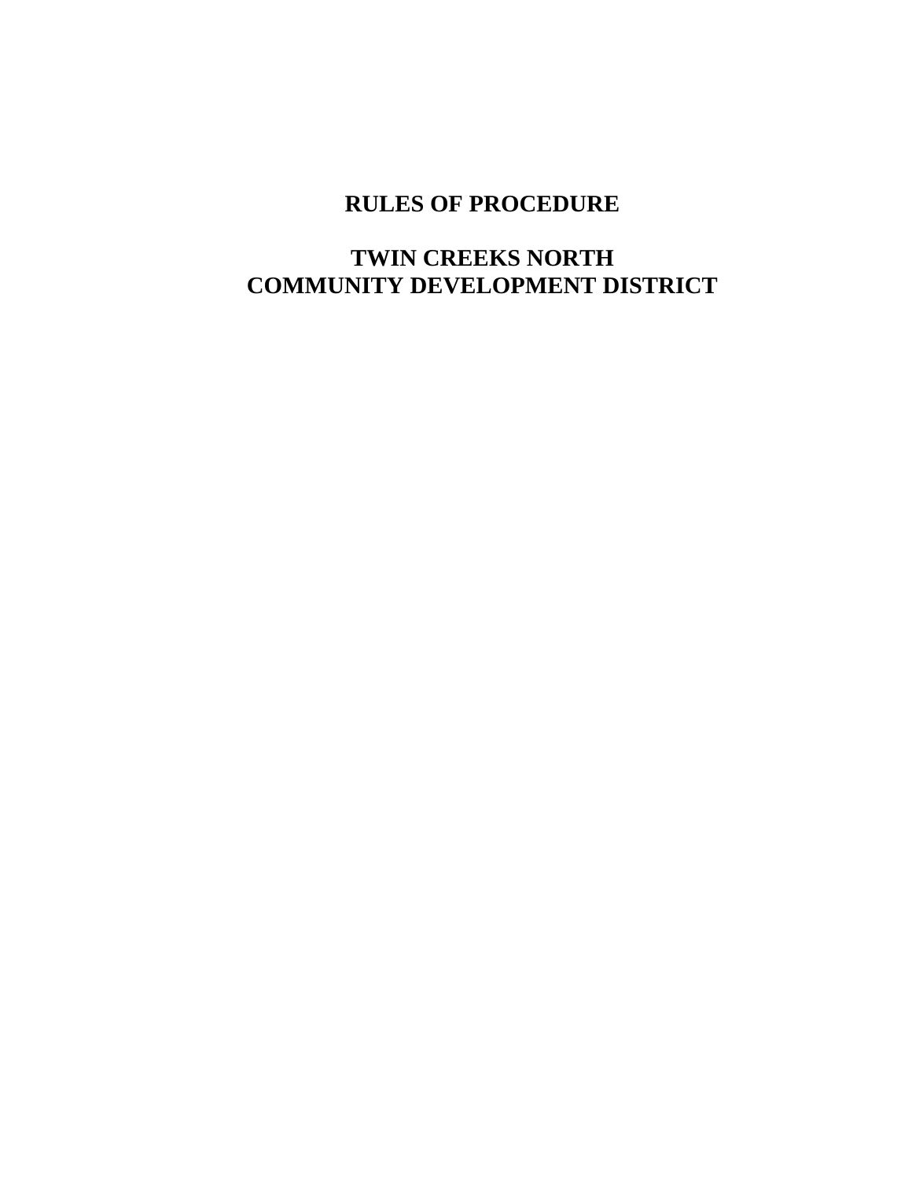# RULES OF PROCEDURE

# TWIN CREEKS NORTH
# COMMUNITY DEVELOPMENT DISTRICT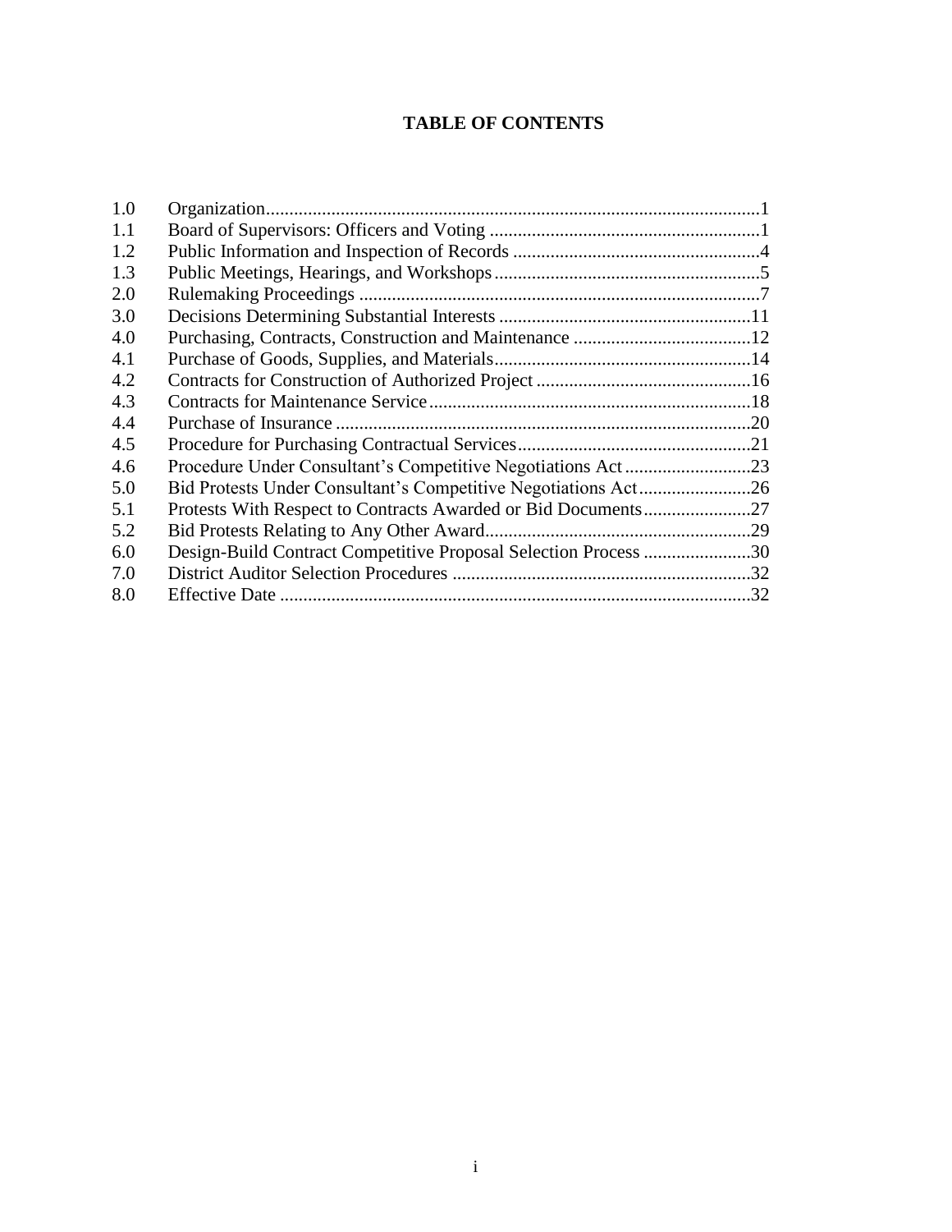# TABLE OF CONTENTS

| | | |
|---|---|---|
| 1.0 | Organization | 1 |
| 1.1 | Board of Supervisors: Officers and Voting | 1 |
| 1.2 | Public Information and Inspection of Records | 4 |
| 1.3 | Public Meetings, Hearings, and Workshops | 5 |
| 2.0 | Rulemaking Proceedings | 7 |
| 3.0 | Decisions Determining Substantial Interests | 11 |
| 4.0 | Purchasing, Contracts, Construction and Maintenance | 12 |
| 4.1 | Purchase of Goods, Supplies, and Materials | 14 |
| 4.2 | Contracts for Construction of Authorized Project | 16 |
| 4.3 | Contracts for Maintenance Service | 18 |
| 4.4 | Purchase of Insurance | 20 |
| 4.5 | Procedure for Purchasing Contractual Services | 21 |
| 4.6 | Procedure Under Consultant's Competitive Negotiations Act | 23 |
| 5.0 | Bid Protests Under Consultant's Competitive Negotiations Act | 26 |
| 5.1 | Protests With Respect to Contracts Awarded or Bid Documents | 27 |
| 5.2 | Bid Protests Relating to Any Other Award | 29 |
| 6.0 | Design-Build Contract Competitive Proposal Selection Process | 30 |
| 7.0 | District Auditor Selection Procedures | 32 |
| 8.0 | Effective Date | 32 |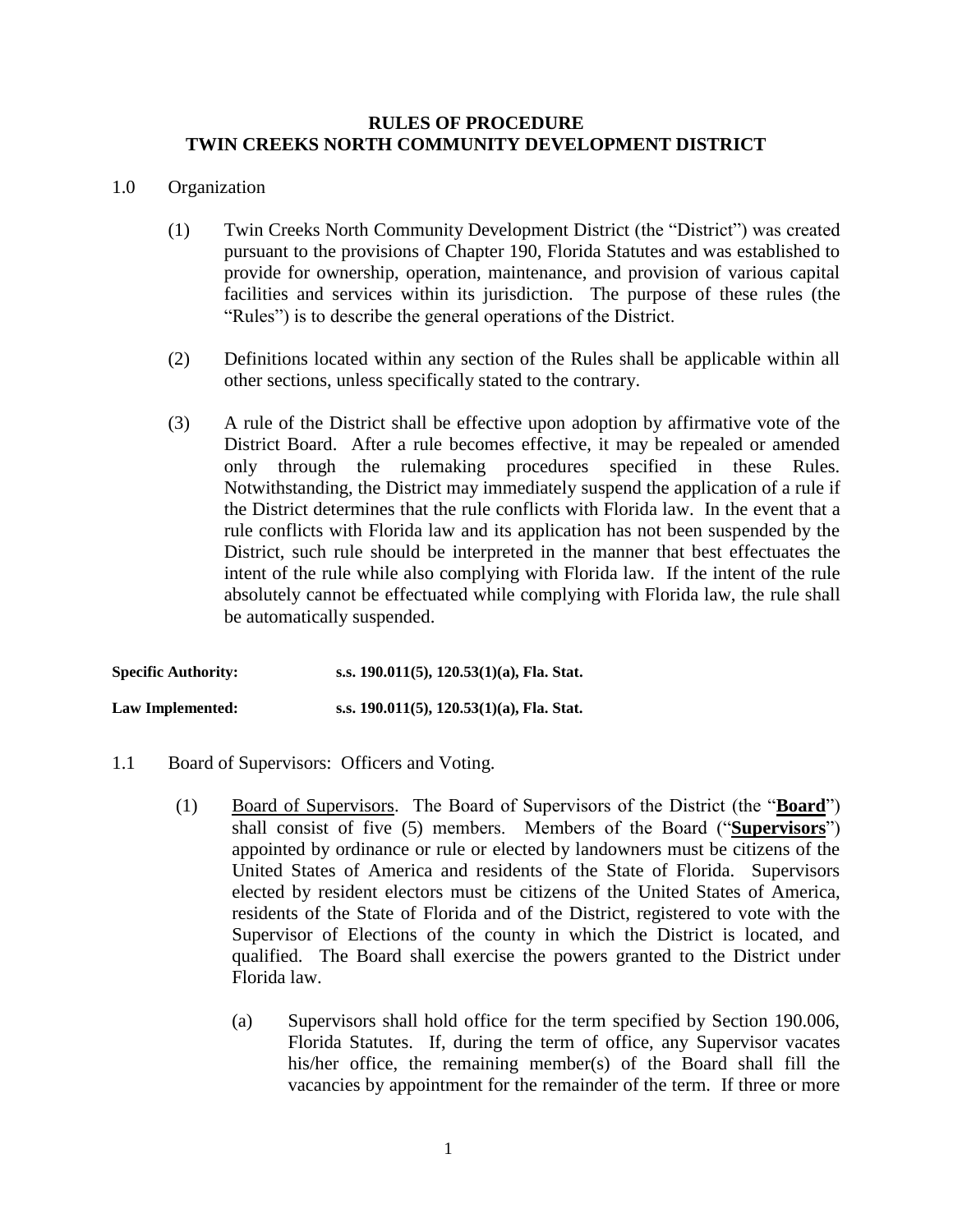# RULES OF PROCEDURE
# TWIN CREEKS NORTH COMMUNITY DEVELOPMENT DISTRICT

1.0 Organization

(1) Twin Creeks North Community Development District (the "District") was created pursuant to the provisions of Chapter 190, Florida Statutes and was established to provide for ownership, operation, maintenance, and provision of various capital facilities and services within its jurisdiction. The purpose of these rules (the "Rules") is to describe the general operations of the District.

(2) Definitions located within any section of the Rules shall be applicable within all other sections, unless specifically stated to the contrary.

(3) A rule of the District shall be effective upon adoption by affirmative vote of the District Board. After a rule becomes effective, it may be repealed or amended only through the rulemaking procedures specified in these Rules. Notwithstanding, the District may immediately suspend the application of a rule if the District determines that the rule conflicts with Florida law. In the event that a rule conflicts with Florida law and its application has not been suspended by the District, such rule should be interpreted in the manner that best effectuates the intent of the rule while also complying with Florida law. If the intent of the rule absolutely cannot be effectuated while complying with Florida law, the rule shall be automatically suspended.

**Specific Authority:** **s.s. 190.011(5), 120.53(1)(a), Fla. Stat.**

**Law Implemented:** **s.s. 190.011(5), 120.53(1)(a), Fla. Stat.**

1.1 Board of Supervisors: Officers and Voting.

(1) Board of Supervisors. The Board of Supervisors of the District (the "**Board**") shall consist of five (5) members. Members of the Board ("**Supervisors**") appointed by ordinance or rule or elected by landowners must be citizens of the United States of America and residents of the State of Florida. Supervisors elected by resident electors must be citizens of the United States of America, residents of the State of Florida and of the District, registered to vote with the Supervisor of Elections of the county in which the District is located, and qualified. The Board shall exercise the powers granted to the District under Florida law.

(a) Supervisors shall hold office for the term specified by Section 190.006, Florida Statutes. If, during the term of office, any Supervisor vacates his/her office, the remaining member(s) of the Board shall fill the vacancies by appointment for the remainder of the term. If three or more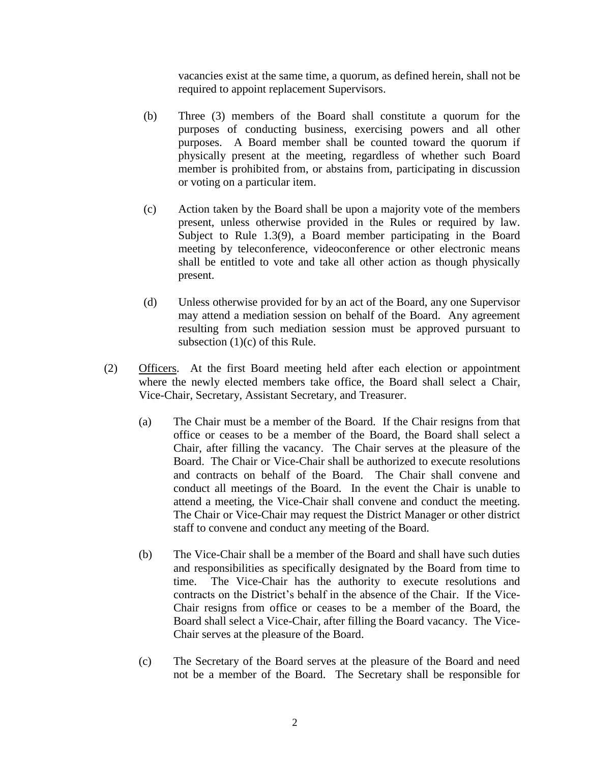vacancies exist at the same time, a quorum, as defined herein, shall not be required to appoint replacement Supervisors.

(b) Three (3) members of the Board shall constitute a quorum for the purposes of conducting business, exercising powers and all other purposes. A Board member shall be counted toward the quorum if physically present at the meeting, regardless of whether such Board member is prohibited from, or abstains from, participating in discussion or voting on a particular item.

(c) Action taken by the Board shall be upon a majority vote of the members present, unless otherwise provided in the Rules or required by law. Subject to Rule 1.3(9), a Board member participating in the Board meeting by teleconference, videoconference or other electronic means shall be entitled to vote and take all other action as though physically present.

(d) Unless otherwise provided for by an act of the Board, any one Supervisor may attend a mediation session on behalf of the Board. Any agreement resulting from such mediation session must be approved pursuant to subsection (1)(c) of this Rule.

(2) Officers. At the first Board meeting held after each election or appointment where the newly elected members take office, the Board shall select a Chair, Vice-Chair, Secretary, Assistant Secretary, and Treasurer.

(a) The Chair must be a member of the Board. If the Chair resigns from that office or ceases to be a member of the Board, the Board shall select a Chair, after filling the vacancy. The Chair serves at the pleasure of the Board. The Chair or Vice-Chair shall be authorized to execute resolutions and contracts on behalf of the Board. The Chair shall convene and conduct all meetings of the Board. In the event the Chair is unable to attend a meeting, the Vice-Chair shall convene and conduct the meeting. The Chair or Vice-Chair may request the District Manager or other district staff to convene and conduct any meeting of the Board.

(b) The Vice-Chair shall be a member of the Board and shall have such duties and responsibilities as specifically designated by the Board from time to time. The Vice-Chair has the authority to execute resolutions and contracts on the District's behalf in the absence of the Chair. If the Vice-Chair resigns from office or ceases to be a member of the Board, the Board shall select a Vice-Chair, after filling the Board vacancy. The Vice-Chair serves at the pleasure of the Board.

(c) The Secretary of the Board serves at the pleasure of the Board and need not be a member of the Board. The Secretary shall be responsible for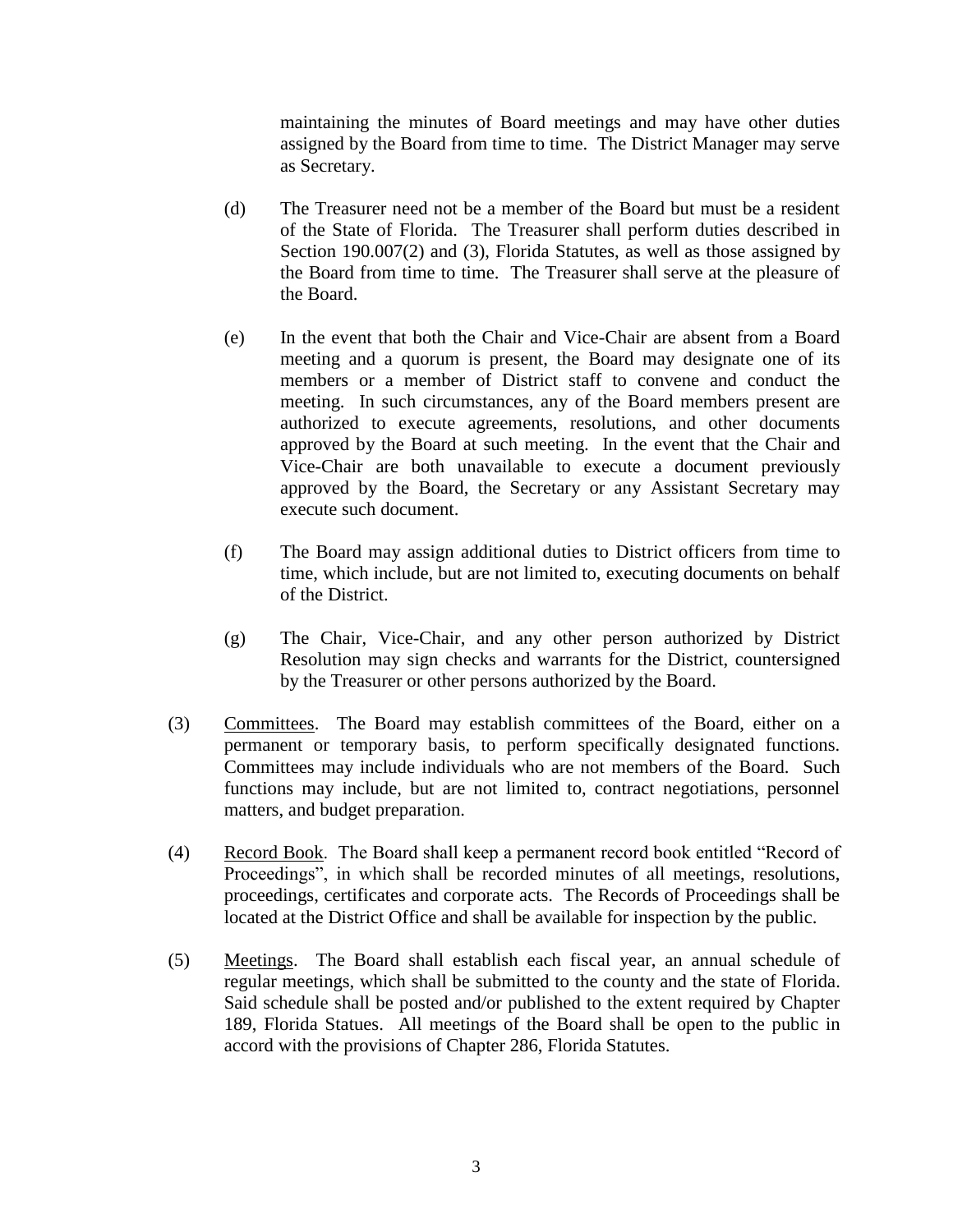maintaining the minutes of Board meetings and may have other duties assigned by the Board from time to time. The District Manager may serve as Secretary.

(d) The Treasurer need not be a member of the Board but must be a resident of the State of Florida. The Treasurer shall perform duties described in Section 190.007(2) and (3), Florida Statutes, as well as those assigned by the Board from time to time. The Treasurer shall serve at the pleasure of the Board.

(e) In the event that both the Chair and Vice-Chair are absent from a Board meeting and a quorum is present, the Board may designate one of its members or a member of District staff to convene and conduct the meeting. In such circumstances, any of the Board members present are authorized to execute agreements, resolutions, and other documents approved by the Board at such meeting. In the event that the Chair and Vice-Chair are both unavailable to execute a document previously approved by the Board, the Secretary or any Assistant Secretary may execute such document.

(f) The Board may assign additional duties to District officers from time to time, which include, but are not limited to, executing documents on behalf of the District.

(g) The Chair, Vice-Chair, and any other person authorized by District Resolution may sign checks and warrants for the District, countersigned by the Treasurer or other persons authorized by the Board.

(3) Committees. The Board may establish committees of the Board, either on a permanent or temporary basis, to perform specifically designated functions. Committees may include individuals who are not members of the Board. Such functions may include, but are not limited to, contract negotiations, personnel matters, and budget preparation.

(4) Record Book. The Board shall keep a permanent record book entitled "Record of Proceedings", in which shall be recorded minutes of all meetings, resolutions, proceedings, certificates and corporate acts. The Records of Proceedings shall be located at the District Office and shall be available for inspection by the public.

(5) Meetings. The Board shall establish each fiscal year, an annual schedule of regular meetings, which shall be submitted to the county and the state of Florida. Said schedule shall be posted and/or published to the extent required by Chapter 189, Florida Statues. All meetings of the Board shall be open to the public in accord with the provisions of Chapter 286, Florida Statutes.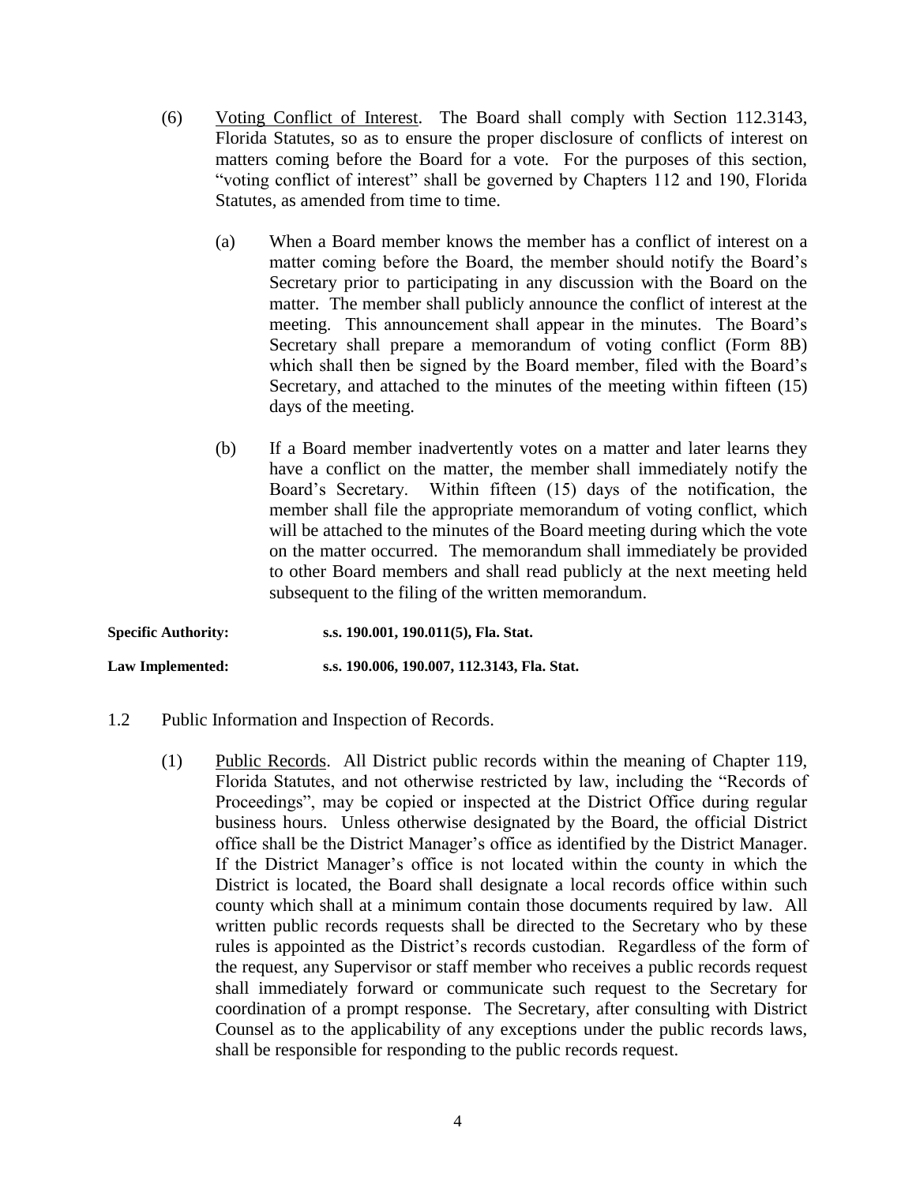(6) <u>Voting Conflict of Interest</u>. The Board shall comply with Section 112.3143, Florida Statutes, so as to ensure the proper disclosure of conflicts of interest on matters coming before the Board for a vote. For the purposes of this section, "voting conflict of interest" shall be governed by Chapters 112 and 190, Florida Statutes, as amended from time to time.

(a) When a Board member knows the member has a conflict of interest on a matter coming before the Board, the member should notify the Board's Secretary prior to participating in any discussion with the Board on the matter. The member shall publicly announce the conflict of interest at the meeting. This announcement shall appear in the minutes. The Board's Secretary shall prepare a memorandum of voting conflict (Form 8B) which shall then be signed by the Board member, filed with the Board's Secretary, and attached to the minutes of the meeting within fifteen (15) days of the meeting.

(b) If a Board member inadvertently votes on a matter and later learns they have a conflict on the matter, the member shall immediately notify the Board's Secretary. Within fifteen (15) days of the notification, the member shall file the appropriate memorandum of voting conflict, which will be attached to the minutes of the Board meeting during which the vote on the matter occurred. The memorandum shall immediately be provided to other Board members and shall read publicly at the next meeting held subsequent to the filing of the written memorandum.

**Specific Authority:** **s.s. 190.001, 190.011(5), Fla. Stat.**

**Law Implemented:** **s.s. 190.006, 190.007, 112.3143, Fla. Stat.**

1.2 Public Information and Inspection of Records.

(1) <u>Public Records</u>. All District public records within the meaning of Chapter 119, Florida Statutes, and not otherwise restricted by law, including the "Records of Proceedings", may be copied or inspected at the District Office during regular business hours. Unless otherwise designated by the Board, the official District office shall be the District Manager's office as identified by the District Manager. If the District Manager's office is not located within the county in which the District is located, the Board shall designate a local records office within such county which shall at a minimum contain those documents required by law. All written public records requests shall be directed to the Secretary who by these rules is appointed as the District's records custodian. Regardless of the form of the request, any Supervisor or staff member who receives a public records request shall immediately forward or communicate such request to the Secretary for coordination of a prompt response. The Secretary, after consulting with District Counsel as to the applicability of any exceptions under the public records laws, shall be responsible for responding to the public records request.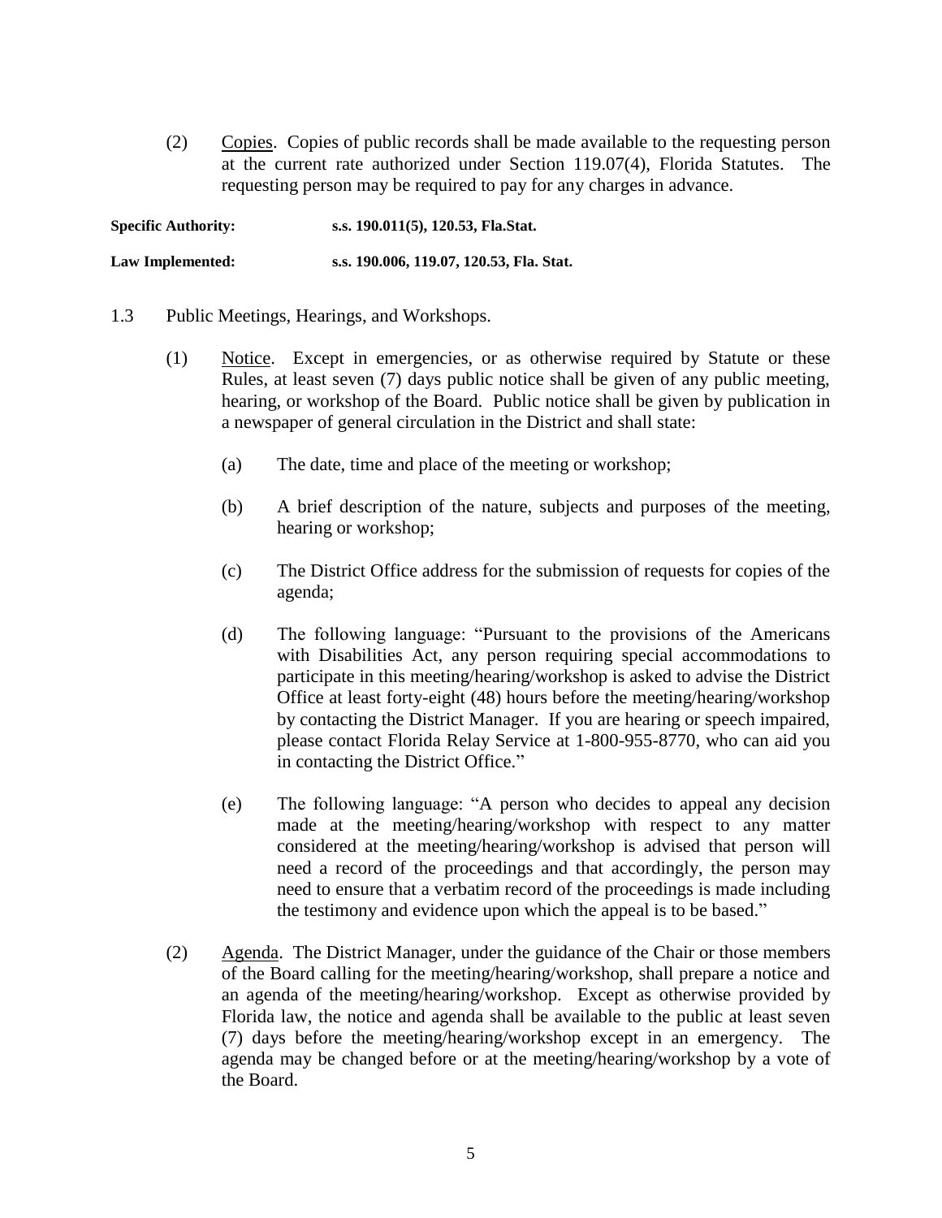(2) Copies. Copies of public records shall be made available to the requesting person at the current rate authorized under Section 119.07(4), Florida Statutes. The requesting person may be required to pay for any charges in advance.

**Specific Authority:** **s.s. 190.011(5), 120.53, Fla.Stat.**

**Law Implemented:** **s.s. 190.006, 119.07, 120.53, Fla. Stat.**

1.3 Public Meetings, Hearings, and Workshops.

(1) Notice. Except in emergencies, or as otherwise required by Statute or these Rules, at least seven (7) days public notice shall be given of any public meeting, hearing, or workshop of the Board. Public notice shall be given by publication in a newspaper of general circulation in the District and shall state:

(a) The date, time and place of the meeting or workshop;

(b) A brief description of the nature, subjects and purposes of the meeting, hearing or workshop;

(c) The District Office address for the submission of requests for copies of the agenda;

(d) The following language: "Pursuant to the provisions of the Americans with Disabilities Act, any person requiring special accommodations to participate in this meeting/hearing/workshop is asked to advise the District Office at least forty-eight (48) hours before the meeting/hearing/workshop by contacting the District Manager. If you are hearing or speech impaired, please contact Florida Relay Service at 1-800-955-8770, who can aid you in contacting the District Office."

(e) The following language: "A person who decides to appeal any decision made at the meeting/hearing/workshop with respect to any matter considered at the meeting/hearing/workshop is advised that person will need a record of the proceedings and that accordingly, the person may need to ensure that a verbatim record of the proceedings is made including the testimony and evidence upon which the appeal is to be based."

(2) Agenda. The District Manager, under the guidance of the Chair or those members of the Board calling for the meeting/hearing/workshop, shall prepare a notice and an agenda of the meeting/hearing/workshop. Except as otherwise provided by Florida law, the notice and agenda shall be available to the public at least seven (7) days before the meeting/hearing/workshop except in an emergency. The agenda may be changed before or at the meeting/hearing/workshop by a vote of the Board.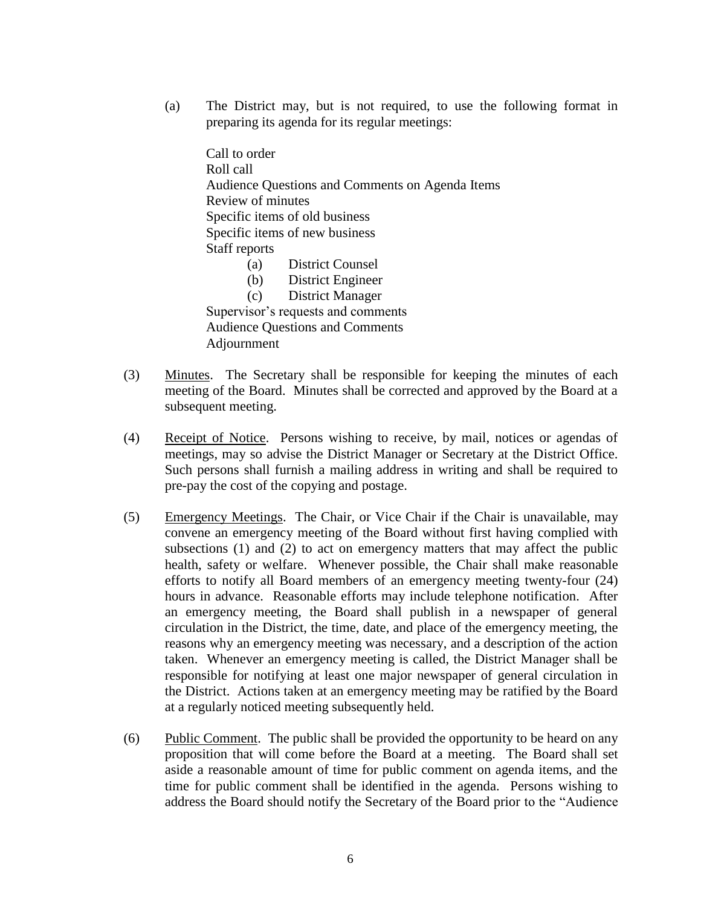(a) The District may, but is not required, to use the following format in preparing its agenda for its regular meetings:

Call to order
Roll call
Audience Questions and Comments on Agenda Items
Review of minutes
Specific items of old business
Specific items of new business
Staff reports
  (a) District Counsel
  (b) District Engineer
  (c) District Manager
Supervisor's requests and comments
Audience Questions and Comments
Adjournment

(3) Minutes. The Secretary shall be responsible for keeping the minutes of each meeting of the Board. Minutes shall be corrected and approved by the Board at a subsequent meeting.

(4) Receipt of Notice. Persons wishing to receive, by mail, notices or agendas of meetings, may so advise the District Manager or Secretary at the District Office. Such persons shall furnish a mailing address in writing and shall be required to pre-pay the cost of the copying and postage.

(5) Emergency Meetings. The Chair, or Vice Chair if the Chair is unavailable, may convene an emergency meeting of the Board without first having complied with subsections (1) and (2) to act on emergency matters that may affect the public health, safety or welfare. Whenever possible, the Chair shall make reasonable efforts to notify all Board members of an emergency meeting twenty-four (24) hours in advance. Reasonable efforts may include telephone notification. After an emergency meeting, the Board shall publish in a newspaper of general circulation in the District, the time, date, and place of the emergency meeting, the reasons why an emergency meeting was necessary, and a description of the action taken. Whenever an emergency meeting is called, the District Manager shall be responsible for notifying at least one major newspaper of general circulation in the District. Actions taken at an emergency meeting may be ratified by the Board at a regularly noticed meeting subsequently held.

(6) Public Comment. The public shall be provided the opportunity to be heard on any proposition that will come before the Board at a meeting. The Board shall set aside a reasonable amount of time for public comment on agenda items, and the time for public comment shall be identified in the agenda. Persons wishing to address the Board should notify the Secretary of the Board prior to the "Audience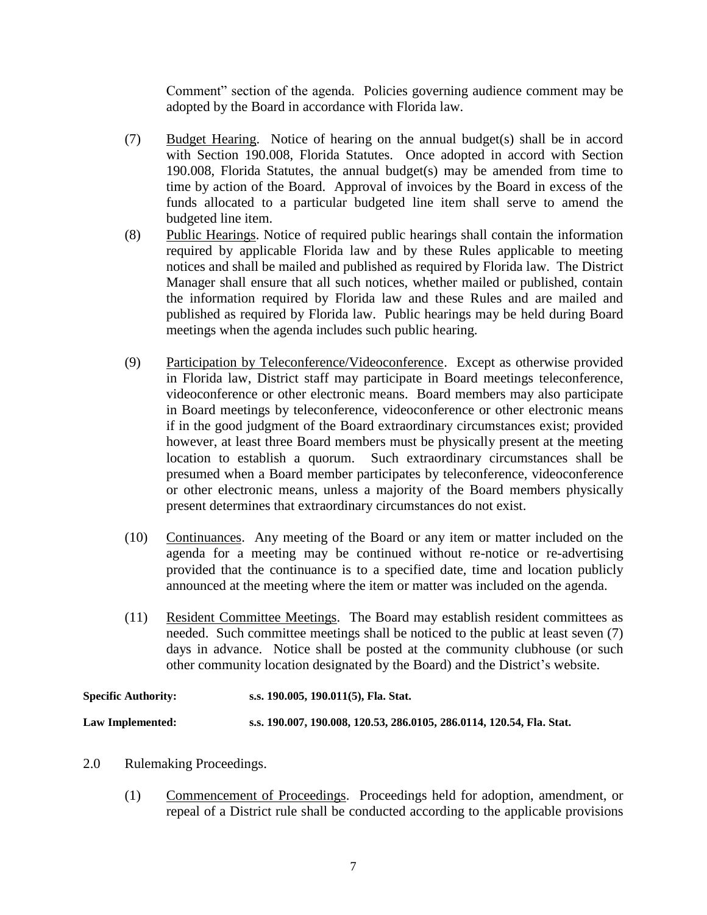Comment" section of the agenda. Policies governing audience comment may be adopted by the Board in accordance with Florida law.

(7) Budget Hearing. Notice of hearing on the annual budget(s) shall be in accord with Section 190.008, Florida Statutes. Once adopted in accord with Section 190.008, Florida Statutes, the annual budget(s) may be amended from time to time by action of the Board. Approval of invoices by the Board in excess of the funds allocated to a particular budgeted line item shall serve to amend the budgeted line item.

(8) Public Hearings. Notice of required public hearings shall contain the information required by applicable Florida law and by these Rules applicable to meeting notices and shall be mailed and published as required by Florida law. The District Manager shall ensure that all such notices, whether mailed or published, contain the information required by Florida law and these Rules and are mailed and published as required by Florida law. Public hearings may be held during Board meetings when the agenda includes such public hearing.

(9) Participation by Teleconference/Videoconference. Except as otherwise provided in Florida law, District staff may participate in Board meetings teleconference, videoconference or other electronic means. Board members may also participate in Board meetings by teleconference, videoconference or other electronic means if in the good judgment of the Board extraordinary circumstances exist; provided however, at least three Board members must be physically present at the meeting location to establish a quorum. Such extraordinary circumstances shall be presumed when a Board member participates by teleconference, videoconference or other electronic means, unless a majority of the Board members physically present determines that extraordinary circumstances do not exist.

(10) Continuances. Any meeting of the Board or any item or matter included on the agenda for a meeting may be continued without re-notice or re-advertising provided that the continuance is to a specified date, time and location publicly announced at the meeting where the item or matter was included on the agenda.

(11) Resident Committee Meetings. The Board may establish resident committees as needed. Such committee meetings shall be noticed to the public at least seven (7) days in advance. Notice shall be posted at the community clubhouse (or such other community location designated by the Board) and the District's website.

**Specific Authority:** **s.s. 190.005, 190.011(5), Fla. Stat.**

**Law Implemented:** **s.s. 190.007, 190.008, 120.53, 286.0105, 286.0114, 120.54, Fla. Stat.**

2.0 Rulemaking Proceedings.

(1) Commencement of Proceedings. Proceedings held for adoption, amendment, or repeal of a District rule shall be conducted according to the applicable provisions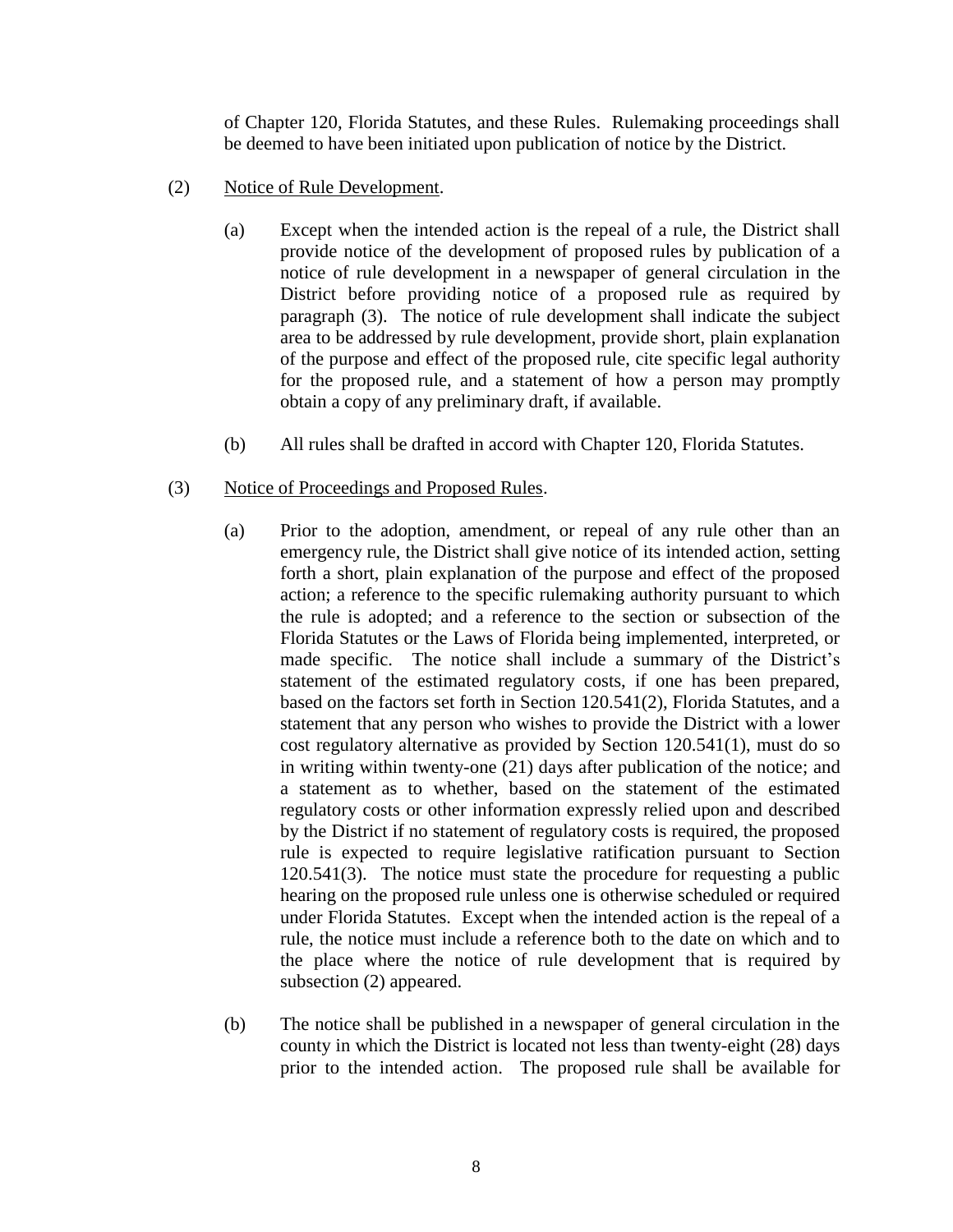of Chapter 120, Florida Statutes, and these Rules. Rulemaking proceedings shall be deemed to have been initiated upon publication of notice by the District.

(2) Notice of Rule Development.

(a) Except when the intended action is the repeal of a rule, the District shall provide notice of the development of proposed rules by publication of a notice of rule development in a newspaper of general circulation in the District before providing notice of a proposed rule as required by paragraph (3). The notice of rule development shall indicate the subject area to be addressed by rule development, provide short, plain explanation of the purpose and effect of the proposed rule, cite specific legal authority for the proposed rule, and a statement of how a person may promptly obtain a copy of any preliminary draft, if available.

(b) All rules shall be drafted in accord with Chapter 120, Florida Statutes.

(3) Notice of Proceedings and Proposed Rules.

(a) Prior to the adoption, amendment, or repeal of any rule other than an emergency rule, the District shall give notice of its intended action, setting forth a short, plain explanation of the purpose and effect of the proposed action; a reference to the specific rulemaking authority pursuant to which the rule is adopted; and a reference to the section or subsection of the Florida Statutes or the Laws of Florida being implemented, interpreted, or made specific. The notice shall include a summary of the District's statement of the estimated regulatory costs, if one has been prepared, based on the factors set forth in Section 120.541(2), Florida Statutes, and a statement that any person who wishes to provide the District with a lower cost regulatory alternative as provided by Section 120.541(1), must do so in writing within twenty-one (21) days after publication of the notice; and a statement as to whether, based on the statement of the estimated regulatory costs or other information expressly relied upon and described by the District if no statement of regulatory costs is required, the proposed rule is expected to require legislative ratification pursuant to Section 120.541(3). The notice must state the procedure for requesting a public hearing on the proposed rule unless one is otherwise scheduled or required under Florida Statutes. Except when the intended action is the repeal of a rule, the notice must include a reference both to the date on which and to the place where the notice of rule development that is required by subsection (2) appeared.

(b) The notice shall be published in a newspaper of general circulation in the county in which the District is located not less than twenty-eight (28) days prior to the intended action. The proposed rule shall be available for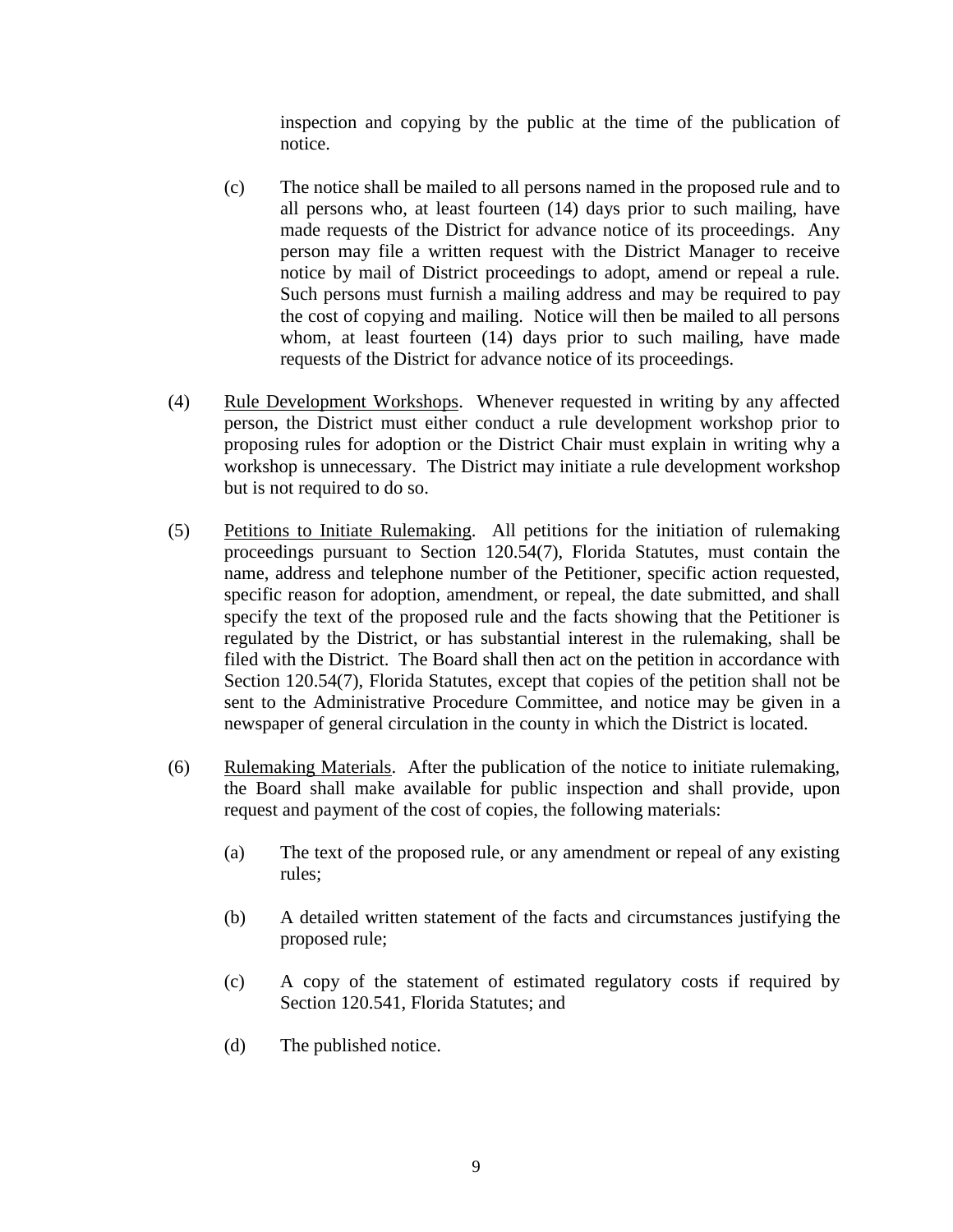inspection and copying by the public at the time of the publication of notice.

(c) The notice shall be mailed to all persons named in the proposed rule and to all persons who, at least fourteen (14) days prior to such mailing, have made requests of the District for advance notice of its proceedings. Any person may file a written request with the District Manager to receive notice by mail of District proceedings to adopt, amend or repeal a rule. Such persons must furnish a mailing address and may be required to pay the cost of copying and mailing. Notice will then be mailed to all persons whom, at least fourteen (14) days prior to such mailing, have made requests of the District for advance notice of its proceedings.

(4) Rule Development Workshops. Whenever requested in writing by any affected person, the District must either conduct a rule development workshop prior to proposing rules for adoption or the District Chair must explain in writing why a workshop is unnecessary. The District may initiate a rule development workshop but is not required to do so.

(5) Petitions to Initiate Rulemaking. All petitions for the initiation of rulemaking proceedings pursuant to Section 120.54(7), Florida Statutes, must contain the name, address and telephone number of the Petitioner, specific action requested, specific reason for adoption, amendment, or repeal, the date submitted, and shall specify the text of the proposed rule and the facts showing that the Petitioner is regulated by the District, or has substantial interest in the rulemaking, shall be filed with the District. The Board shall then act on the petition in accordance with Section 120.54(7), Florida Statutes, except that copies of the petition shall not be sent to the Administrative Procedure Committee, and notice may be given in a newspaper of general circulation in the county in which the District is located.

(6) Rulemaking Materials. After the publication of the notice to initiate rulemaking, the Board shall make available for public inspection and shall provide, upon request and payment of the cost of copies, the following materials:

(a) The text of the proposed rule, or any amendment or repeal of any existing rules;

(b) A detailed written statement of the facts and circumstances justifying the proposed rule;

(c) A copy of the statement of estimated regulatory costs if required by Section 120.541, Florida Statutes; and

(d) The published notice.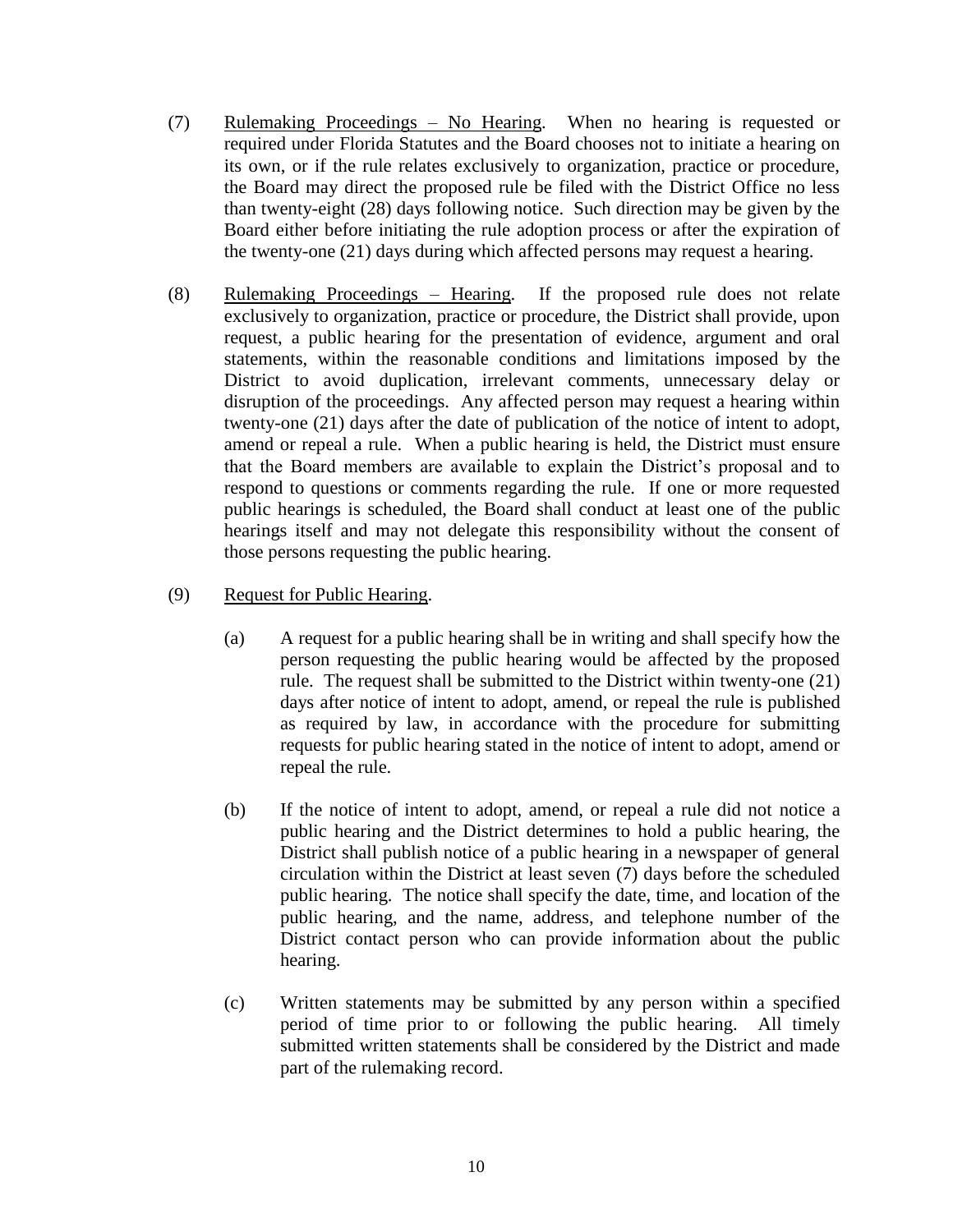(7) <u>Rulemaking Proceedings – No Hearing</u>. When no hearing is requested or required under Florida Statutes and the Board chooses not to initiate a hearing on its own, or if the rule relates exclusively to organization, practice or procedure, the Board may direct the proposed rule be filed with the District Office no less than twenty-eight (28) days following notice. Such direction may be given by the Board either before initiating the rule adoption process or after the expiration of the twenty-one (21) days during which affected persons may request a hearing.

(8) <u>Rulemaking Proceedings – Hearing</u>. If the proposed rule does not relate exclusively to organization, practice or procedure, the District shall provide, upon request, a public hearing for the presentation of evidence, argument and oral statements, within the reasonable conditions and limitations imposed by the District to avoid duplication, irrelevant comments, unnecessary delay or disruption of the proceedings. Any affected person may request a hearing within twenty-one (21) days after the date of publication of the notice of intent to adopt, amend or repeal a rule. When a public hearing is held, the District must ensure that the Board members are available to explain the District's proposal and to respond to questions or comments regarding the rule. If one or more requested public hearings is scheduled, the Board shall conduct at least one of the public hearings itself and may not delegate this responsibility without the consent of those persons requesting the public hearing.

(9) <u>Request for Public Hearing</u>.

(a) A request for a public hearing shall be in writing and shall specify how the person requesting the public hearing would be affected by the proposed rule. The request shall be submitted to the District within twenty-one (21) days after notice of intent to adopt, amend, or repeal the rule is published as required by law, in accordance with the procedure for submitting requests for public hearing stated in the notice of intent to adopt, amend or repeal the rule.

(b) If the notice of intent to adopt, amend, or repeal a rule did not notice a public hearing and the District determines to hold a public hearing, the District shall publish notice of a public hearing in a newspaper of general circulation within the District at least seven (7) days before the scheduled public hearing. The notice shall specify the date, time, and location of the public hearing, and the name, address, and telephone number of the District contact person who can provide information about the public hearing.

(c) Written statements may be submitted by any person within a specified period of time prior to or following the public hearing. All timely submitted written statements shall be considered by the District and made part of the rulemaking record.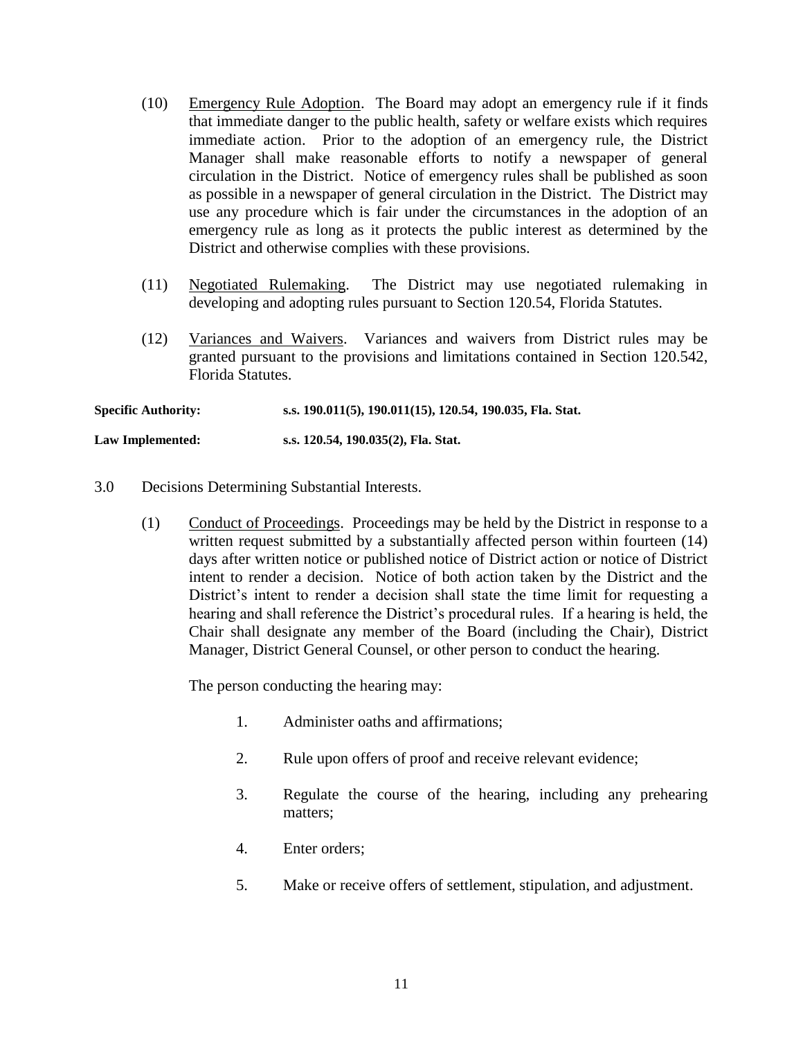(10) Emergency Rule Adoption. The Board may adopt an emergency rule if it finds that immediate danger to the public health, safety or welfare exists which requires immediate action. Prior to the adoption of an emergency rule, the District Manager shall make reasonable efforts to notify a newspaper of general circulation in the District. Notice of emergency rules shall be published as soon as possible in a newspaper of general circulation in the District. The District may use any procedure which is fair under the circumstances in the adoption of an emergency rule as long as it protects the public interest as determined by the District and otherwise complies with these provisions.

(11) Negotiated Rulemaking. The District may use negotiated rulemaking in developing and adopting rules pursuant to Section 120.54, Florida Statutes.

(12) Variances and Waivers. Variances and waivers from District rules may be granted pursuant to the provisions and limitations contained in Section 120.542, Florida Statutes.

**Specific Authority:** **s.s. 190.011(5), 190.011(15), 120.54, 190.035, Fla. Stat.**

**Law Implemented:** **s.s. 120.54, 190.035(2), Fla. Stat.**

3.0 Decisions Determining Substantial Interests.

(1) Conduct of Proceedings. Proceedings may be held by the District in response to a written request submitted by a substantially affected person within fourteen (14) days after written notice or published notice of District action or notice of District intent to render a decision. Notice of both action taken by the District and the District's intent to render a decision shall state the time limit for requesting a hearing and shall reference the District's procedural rules. If a hearing is held, the Chair shall designate any member of the Board (including the Chair), District Manager, District General Counsel, or other person to conduct the hearing.

The person conducting the hearing may:

1. Administer oaths and affirmations;
2. Rule upon offers of proof and receive relevant evidence;
3. Regulate the course of the hearing, including any prehearing matters;
4. Enter orders;
5. Make or receive offers of settlement, stipulation, and adjustment.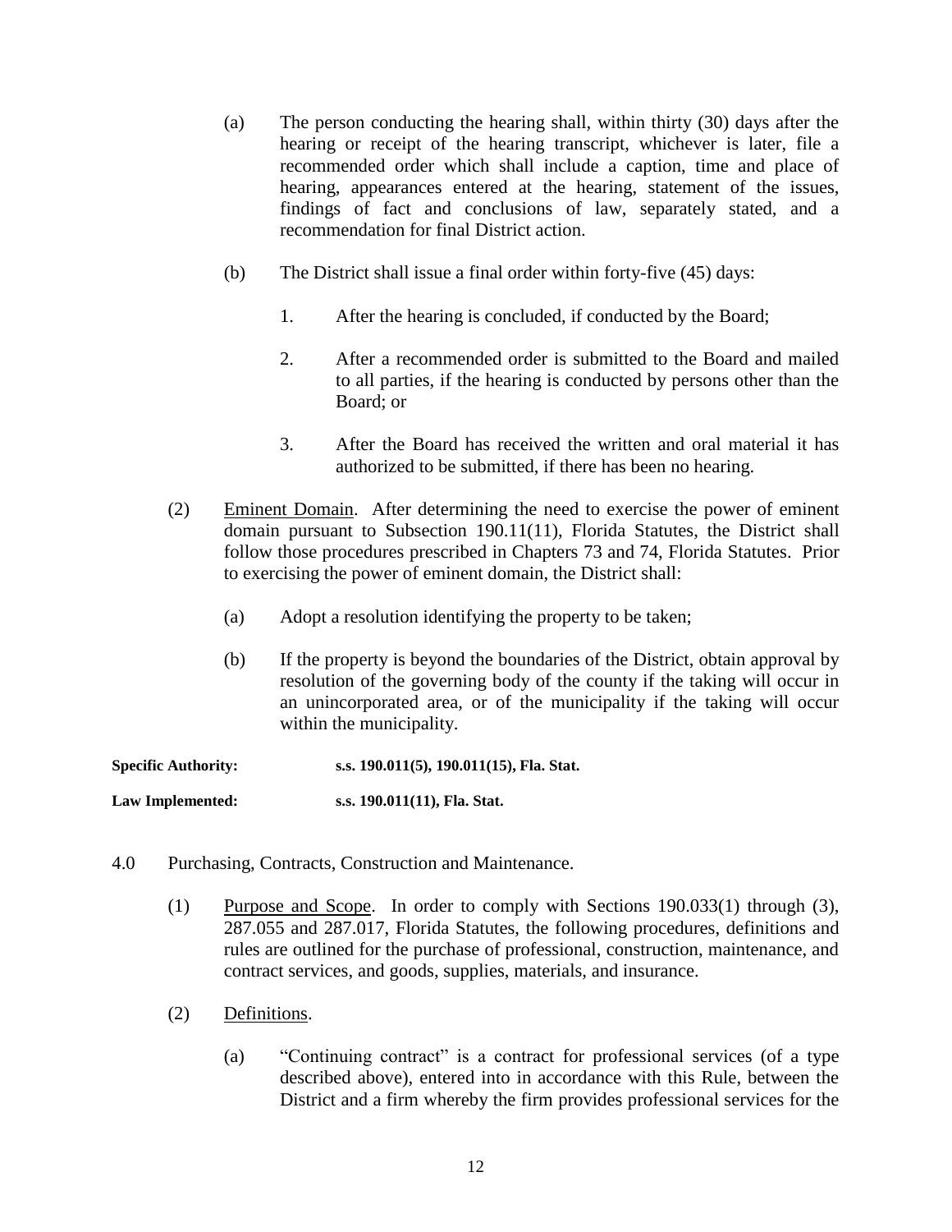(a) The person conducting the hearing shall, within thirty (30) days after the hearing or receipt of the hearing transcript, whichever is later, file a recommended order which shall include a caption, time and place of hearing, appearances entered at the hearing, statement of the issues, findings of fact and conclusions of law, separately stated, and a recommendation for final District action.

(b) The District shall issue a final order within forty-five (45) days:

1. After the hearing is concluded, if conducted by the Board;

2. After a recommended order is submitted to the Board and mailed to all parties, if the hearing is conducted by persons other than the Board; or

3. After the Board has received the written and oral material it has authorized to be submitted, if there has been no hearing.

(2) Eminent Domain. After determining the need to exercise the power of eminent domain pursuant to Subsection 190.11(11), Florida Statutes, the District shall follow those procedures prescribed in Chapters 73 and 74, Florida Statutes. Prior to exercising the power of eminent domain, the District shall:

(a) Adopt a resolution identifying the property to be taken;

(b) If the property is beyond the boundaries of the District, obtain approval by resolution of the governing body of the county if the taking will occur in an unincorporated area, or of the municipality if the taking will occur within the municipality.

**Specific Authority:** **s.s. 190.011(5), 190.011(15), Fla. Stat.**

**Law Implemented:** **s.s. 190.011(11), Fla. Stat.**

4.0 Purchasing, Contracts, Construction and Maintenance.

(1) Purpose and Scope. In order to comply with Sections 190.033(1) through (3), 287.055 and 287.017, Florida Statutes, the following procedures, definitions and rules are outlined for the purchase of professional, construction, maintenance, and contract services, and goods, supplies, materials, and insurance.

(2) Definitions.

(a) "Continuing contract" is a contract for professional services (of a type described above), entered into in accordance with this Rule, between the District and a firm whereby the firm provides professional services for the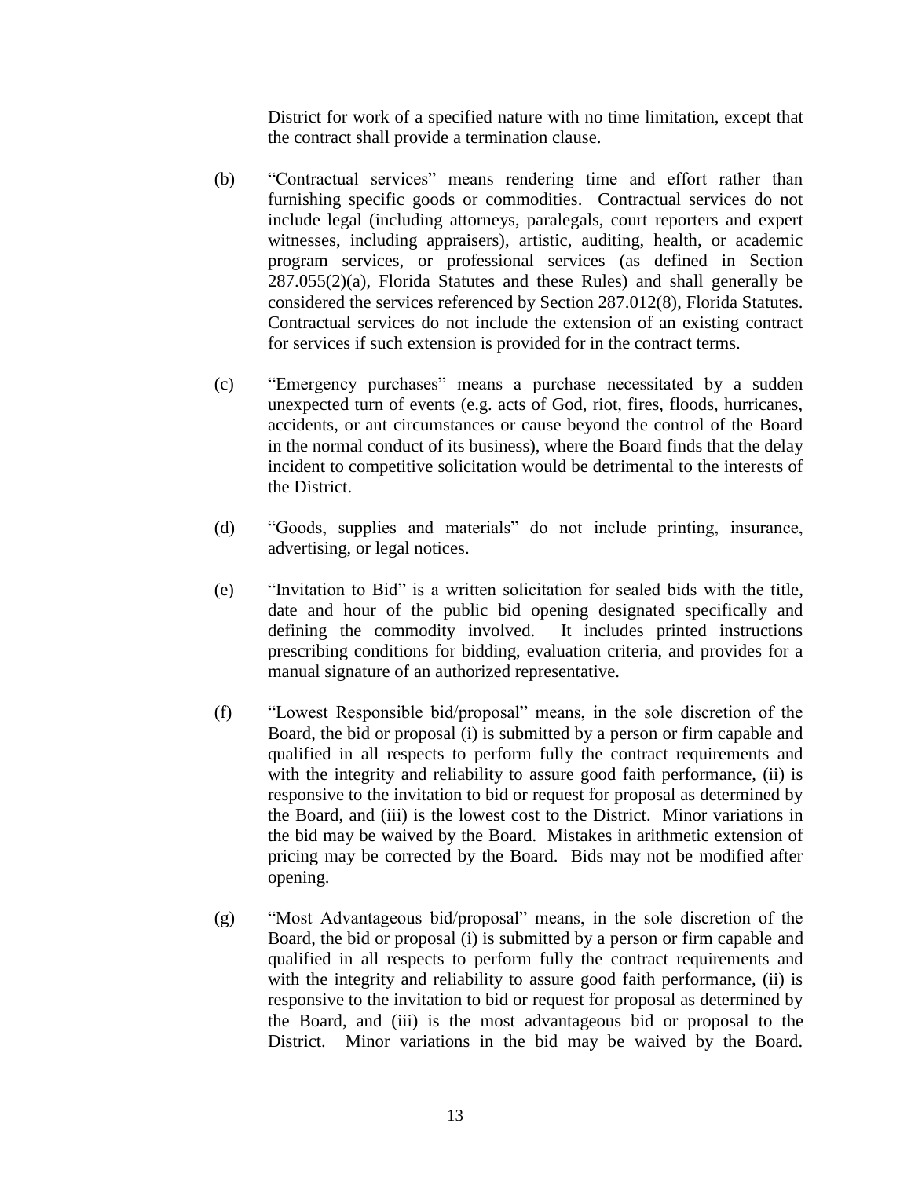District for work of a specified nature with no time limitation, except that the contract shall provide a termination clause.

(b) "Contractual services" means rendering time and effort rather than furnishing specific goods or commodities. Contractual services do not include legal (including attorneys, paralegals, court reporters and expert witnesses, including appraisers), artistic, auditing, health, or academic program services, or professional services (as defined in Section 287.055(2)(a), Florida Statutes and these Rules) and shall generally be considered the services referenced by Section 287.012(8), Florida Statutes. Contractual services do not include the extension of an existing contract for services if such extension is provided for in the contract terms.

(c) "Emergency purchases" means a purchase necessitated by a sudden unexpected turn of events (e.g. acts of God, riot, fires, floods, hurricanes, accidents, or ant circumstances or cause beyond the control of the Board in the normal conduct of its business), where the Board finds that the delay incident to competitive solicitation would be detrimental to the interests of the District.

(d) "Goods, supplies and materials" do not include printing, insurance, advertising, or legal notices.

(e) "Invitation to Bid" is a written solicitation for sealed bids with the title, date and hour of the public bid opening designated specifically and defining the commodity involved. It includes printed instructions prescribing conditions for bidding, evaluation criteria, and provides for a manual signature of an authorized representative.

(f) "Lowest Responsible bid/proposal" means, in the sole discretion of the Board, the bid or proposal (i) is submitted by a person or firm capable and qualified in all respects to perform fully the contract requirements and with the integrity and reliability to assure good faith performance, (ii) is responsive to the invitation to bid or request for proposal as determined by the Board, and (iii) is the lowest cost to the District. Minor variations in the bid may be waived by the Board. Mistakes in arithmetic extension of pricing may be corrected by the Board. Bids may not be modified after opening.

(g) "Most Advantageous bid/proposal" means, in the sole discretion of the Board, the bid or proposal (i) is submitted by a person or firm capable and qualified in all respects to perform fully the contract requirements and with the integrity and reliability to assure good faith performance, (ii) is responsive to the invitation to bid or request for proposal as determined by the Board, and (iii) is the most advantageous bid or proposal to the District. Minor variations in the bid may be waived by the Board.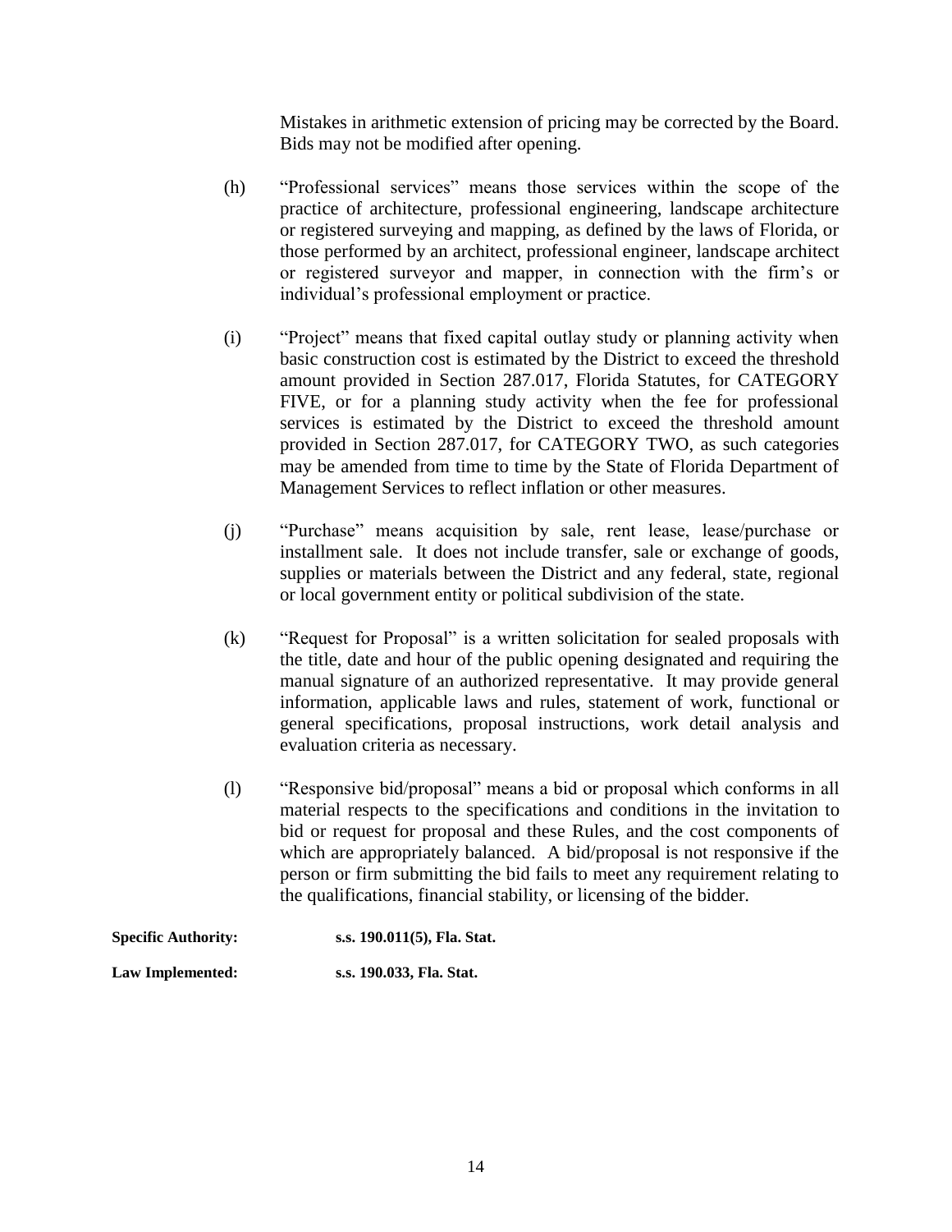Mistakes in arithmetic extension of pricing may be corrected by the Board. Bids may not be modified after opening.

(h) "Professional services" means those services within the scope of the practice of architecture, professional engineering, landscape architecture or registered surveying and mapping, as defined by the laws of Florida, or those performed by an architect, professional engineer, landscape architect or registered surveyor and mapper, in connection with the firm's or individual's professional employment or practice.

(i) "Project" means that fixed capital outlay study or planning activity when basic construction cost is estimated by the District to exceed the threshold amount provided in Section 287.017, Florida Statutes, for CATEGORY FIVE, or for a planning study activity when the fee for professional services is estimated by the District to exceed the threshold amount provided in Section 287.017, for CATEGORY TWO, as such categories may be amended from time to time by the State of Florida Department of Management Services to reflect inflation or other measures.

(j) "Purchase" means acquisition by sale, rent lease, lease/purchase or installment sale. It does not include transfer, sale or exchange of goods, supplies or materials between the District and any federal, state, regional or local government entity or political subdivision of the state.

(k) "Request for Proposal" is a written solicitation for sealed proposals with the title, date and hour of the public opening designated and requiring the manual signature of an authorized representative. It may provide general information, applicable laws and rules, statement of work, functional or general specifications, proposal instructions, work detail analysis and evaluation criteria as necessary.

(l) "Responsive bid/proposal" means a bid or proposal which conforms in all material respects to the specifications and conditions in the invitation to bid or request for proposal and these Rules, and the cost components of which are appropriately balanced. A bid/proposal is not responsive if the person or firm submitting the bid fails to meet any requirement relating to the qualifications, financial stability, or licensing of the bidder.

**Specific Authority:** **s.s. 190.011(5), Fla. Stat.**

**Law Implemented:** **s.s. 190.033, Fla. Stat.**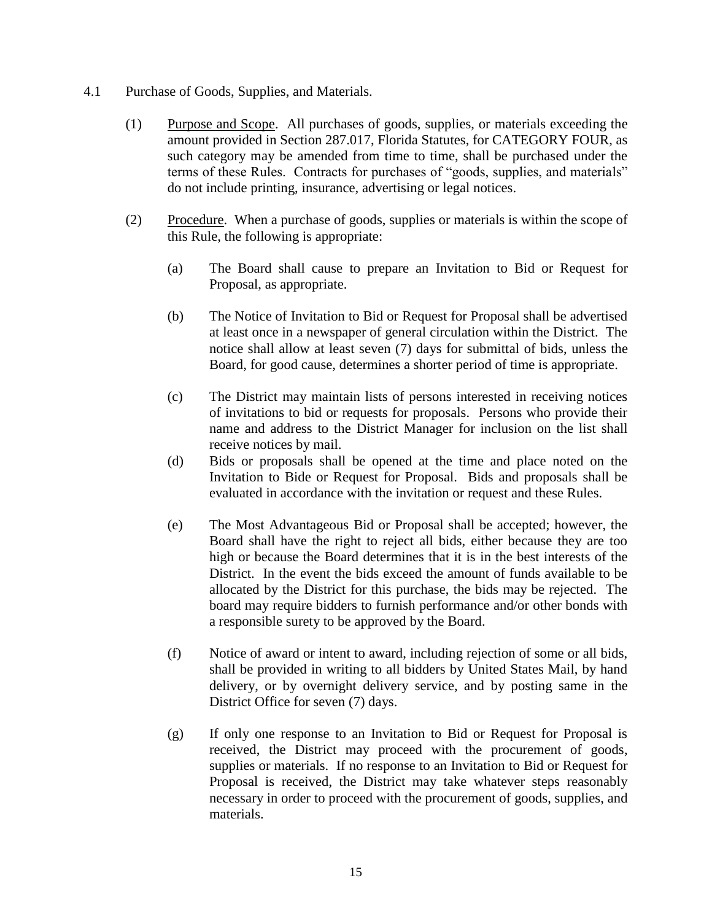4.1 Purchase of Goods, Supplies, and Materials.

(1) Purpose and Scope. All purchases of goods, supplies, or materials exceeding the amount provided in Section 287.017, Florida Statutes, for CATEGORY FOUR, as such category may be amended from time to time, shall be purchased under the terms of these Rules. Contracts for purchases of "goods, supplies, and materials" do not include printing, insurance, advertising or legal notices.

(2) Procedure. When a purchase of goods, supplies or materials is within the scope of this Rule, the following is appropriate:

(a) The Board shall cause to prepare an Invitation to Bid or Request for Proposal, as appropriate.

(b) The Notice of Invitation to Bid or Request for Proposal shall be advertised at least once in a newspaper of general circulation within the District. The notice shall allow at least seven (7) days for submittal of bids, unless the Board, for good cause, determines a shorter period of time is appropriate.

(c) The District may maintain lists of persons interested in receiving notices of invitations to bid or requests for proposals. Persons who provide their name and address to the District Manager for inclusion on the list shall receive notices by mail.

(d) Bids or proposals shall be opened at the time and place noted on the Invitation to Bide or Request for Proposal. Bids and proposals shall be evaluated in accordance with the invitation or request and these Rules.

(e) The Most Advantageous Bid or Proposal shall be accepted; however, the Board shall have the right to reject all bids, either because they are too high or because the Board determines that it is in the best interests of the District. In the event the bids exceed the amount of funds available to be allocated by the District for this purchase, the bids may be rejected. The board may require bidders to furnish performance and/or other bonds with a responsible surety to be approved by the Board.

(f) Notice of award or intent to award, including rejection of some or all bids, shall be provided in writing to all bidders by United States Mail, by hand delivery, or by overnight delivery service, and by posting same in the District Office for seven (7) days.

(g) If only one response to an Invitation to Bid or Request for Proposal is received, the District may proceed with the procurement of goods, supplies or materials. If no response to an Invitation to Bid or Request for Proposal is received, the District may take whatever steps reasonably necessary in order to proceed with the procurement of goods, supplies, and materials.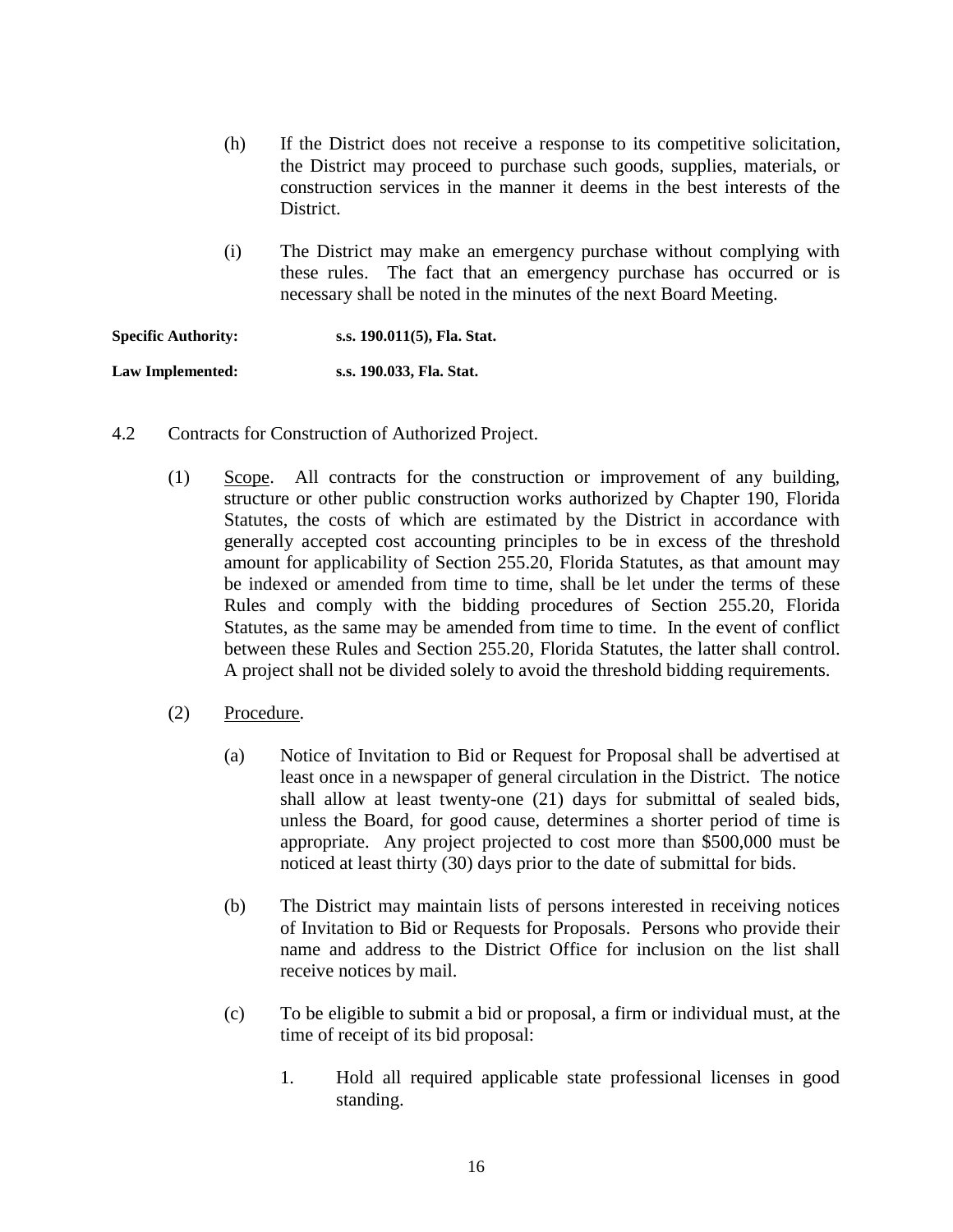(h) If the District does not receive a response to its competitive solicitation, the District may proceed to purchase such goods, supplies, materials, or construction services in the manner it deems in the best interests of the District.

(i) The District may make an emergency purchase without complying with these rules. The fact that an emergency purchase has occurred or is necessary shall be noted in the minutes of the next Board Meeting.

**Specific Authority:** **s.s. 190.011(5), Fla. Stat.**

**Law Implemented:** **s.s. 190.033, Fla. Stat.**

4.2 Contracts for Construction of Authorized Project.

(1) Scope. All contracts for the construction or improvement of any building, structure or other public construction works authorized by Chapter 190, Florida Statutes, the costs of which are estimated by the District in accordance with generally accepted cost accounting principles to be in excess of the threshold amount for applicability of Section 255.20, Florida Statutes, as that amount may be indexed or amended from time to time, shall be let under the terms of these Rules and comply with the bidding procedures of Section 255.20, Florida Statutes, as the same may be amended from time to time. In the event of conflict between these Rules and Section 255.20, Florida Statutes, the latter shall control. A project shall not be divided solely to avoid the threshold bidding requirements.

(2) Procedure.

(a) Notice of Invitation to Bid or Request for Proposal shall be advertised at least once in a newspaper of general circulation in the District. The notice shall allow at least twenty-one (21) days for submittal of sealed bids, unless the Board, for good cause, determines a shorter period of time is appropriate. Any project projected to cost more than $500,000 must be noticed at least thirty (30) days prior to the date of submittal for bids.

(b) The District may maintain lists of persons interested in receiving notices of Invitation to Bid or Requests for Proposals. Persons who provide their name and address to the District Office for inclusion on the list shall receive notices by mail.

(c) To be eligible to submit a bid or proposal, a firm or individual must, at the time of receipt of its bid proposal:

1. Hold all required applicable state professional licenses in good standing.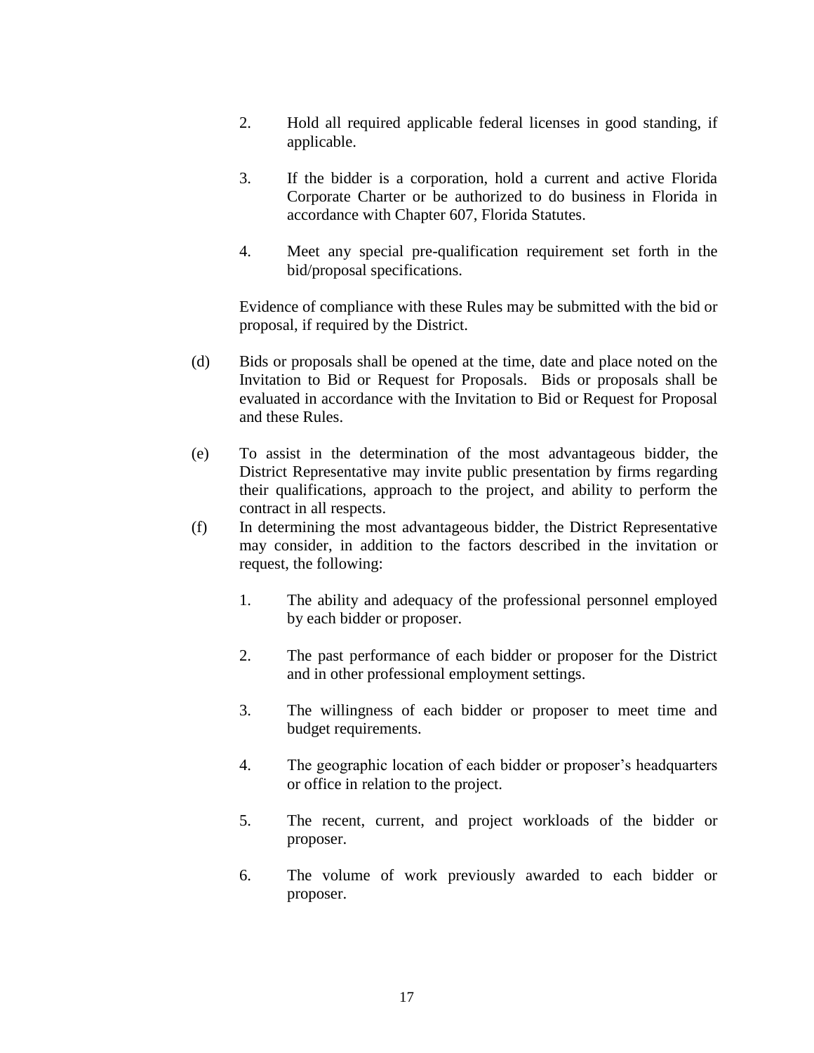2. Hold all required applicable federal licenses in good standing, if applicable.

3. If the bidder is a corporation, hold a current and active Florida Corporate Charter or be authorized to do business in Florida in accordance with Chapter 607, Florida Statutes.

4. Meet any special pre-qualification requirement set forth in the bid/proposal specifications.

Evidence of compliance with these Rules may be submitted with the bid or proposal, if required by the District.

(d) Bids or proposals shall be opened at the time, date and place noted on the Invitation to Bid or Request for Proposals. Bids or proposals shall be evaluated in accordance with the Invitation to Bid or Request for Proposal and these Rules.

(e) To assist in the determination of the most advantageous bidder, the District Representative may invite public presentation by firms regarding their qualifications, approach to the project, and ability to perform the contract in all respects.

(f) In determining the most advantageous bidder, the District Representative may consider, in addition to the factors described in the invitation or request, the following:

1. The ability and adequacy of the professional personnel employed by each bidder or proposer.

2. The past performance of each bidder or proposer for the District and in other professional employment settings.

3. The willingness of each bidder or proposer to meet time and budget requirements.

4. The geographic location of each bidder or proposer's headquarters or office in relation to the project.

5. The recent, current, and project workloads of the bidder or proposer.

6. The volume of work previously awarded to each bidder or proposer.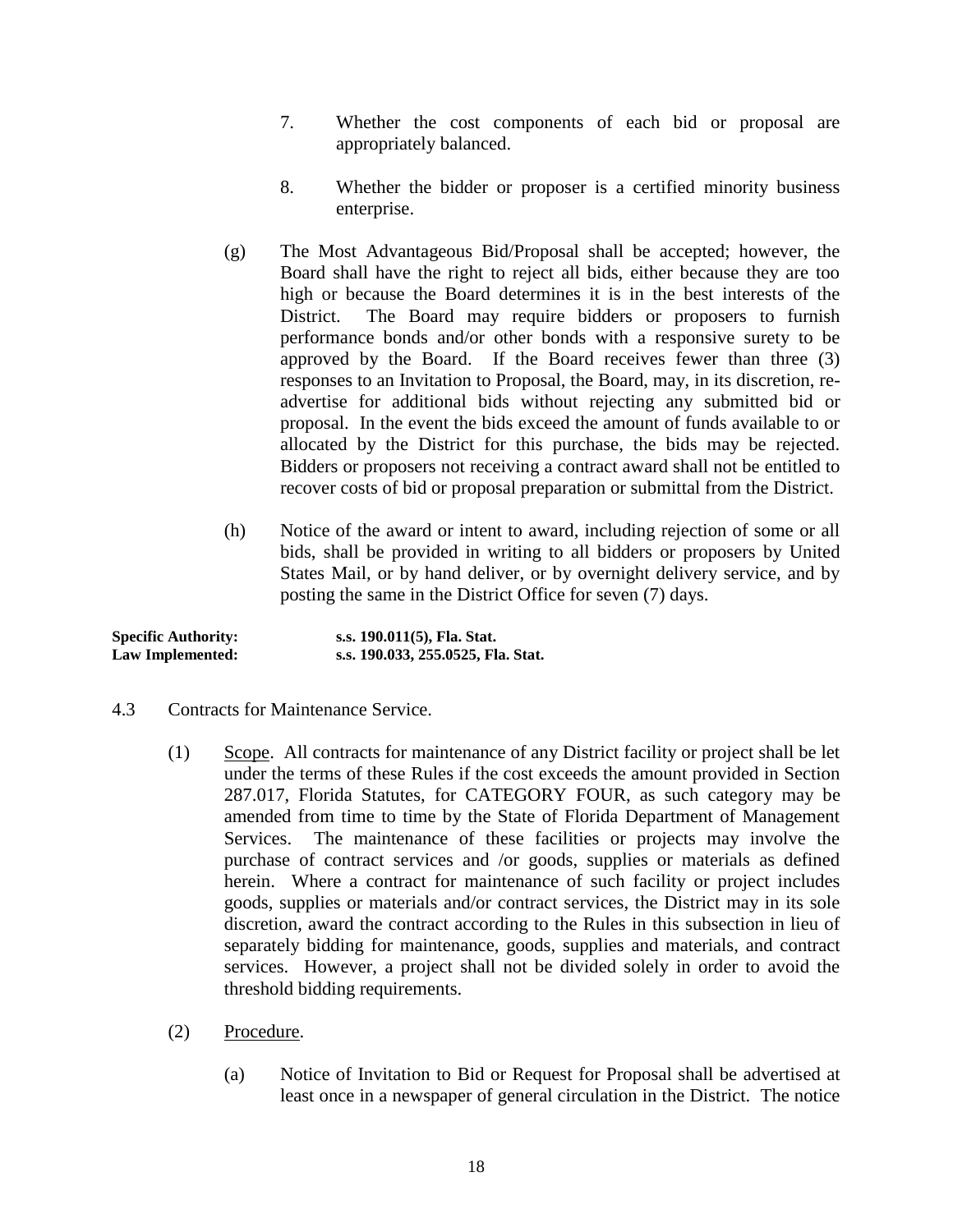7. Whether the cost components of each bid or proposal are appropriately balanced.

8. Whether the bidder or proposer is a certified minority business enterprise.

(g) The Most Advantageous Bid/Proposal shall be accepted; however, the Board shall have the right to reject all bids, either because they are too high or because the Board determines it is in the best interests of the District. The Board may require bidders or proposers to furnish performance bonds and/or other bonds with a responsive surety to be approved by the Board. If the Board receives fewer than three (3) responses to an Invitation to Proposal, the Board, may, in its discretion, re-advertise for additional bids without rejecting any submitted bid or proposal. In the event the bids exceed the amount of funds available to or allocated by the District for this purchase, the bids may be rejected. Bidders or proposers not receiving a contract award shall not be entitled to recover costs of bid or proposal preparation or submittal from the District.

(h) Notice of the award or intent to award, including rejection of some or all bids, shall be provided in writing to all bidders or proposers by United States Mail, or by hand deliver, or by overnight delivery service, and by posting the same in the District Office for seven (7) days.

**Specific Authority:** **s.s. 190.011(5), Fla. Stat.**
**Law Implemented:** **s.s. 190.033, 255.0525, Fla. Stat.**

4.3 Contracts for Maintenance Service.

(1) Scope. All contracts for maintenance of any District facility or project shall be let under the terms of these Rules if the cost exceeds the amount provided in Section 287.017, Florida Statutes, for CATEGORY FOUR, as such category may be amended from time to time by the State of Florida Department of Management Services. The maintenance of these facilities or projects may involve the purchase of contract services and /or goods, supplies or materials as defined herein. Where a contract for maintenance of such facility or project includes goods, supplies or materials and/or contract services, the District may in its sole discretion, award the contract according to the Rules in this subsection in lieu of separately bidding for maintenance, goods, supplies and materials, and contract services. However, a project shall not be divided solely in order to avoid the threshold bidding requirements.

(2) Procedure.

(a) Notice of Invitation to Bid or Request for Proposal shall be advertised at least once in a newspaper of general circulation in the District. The notice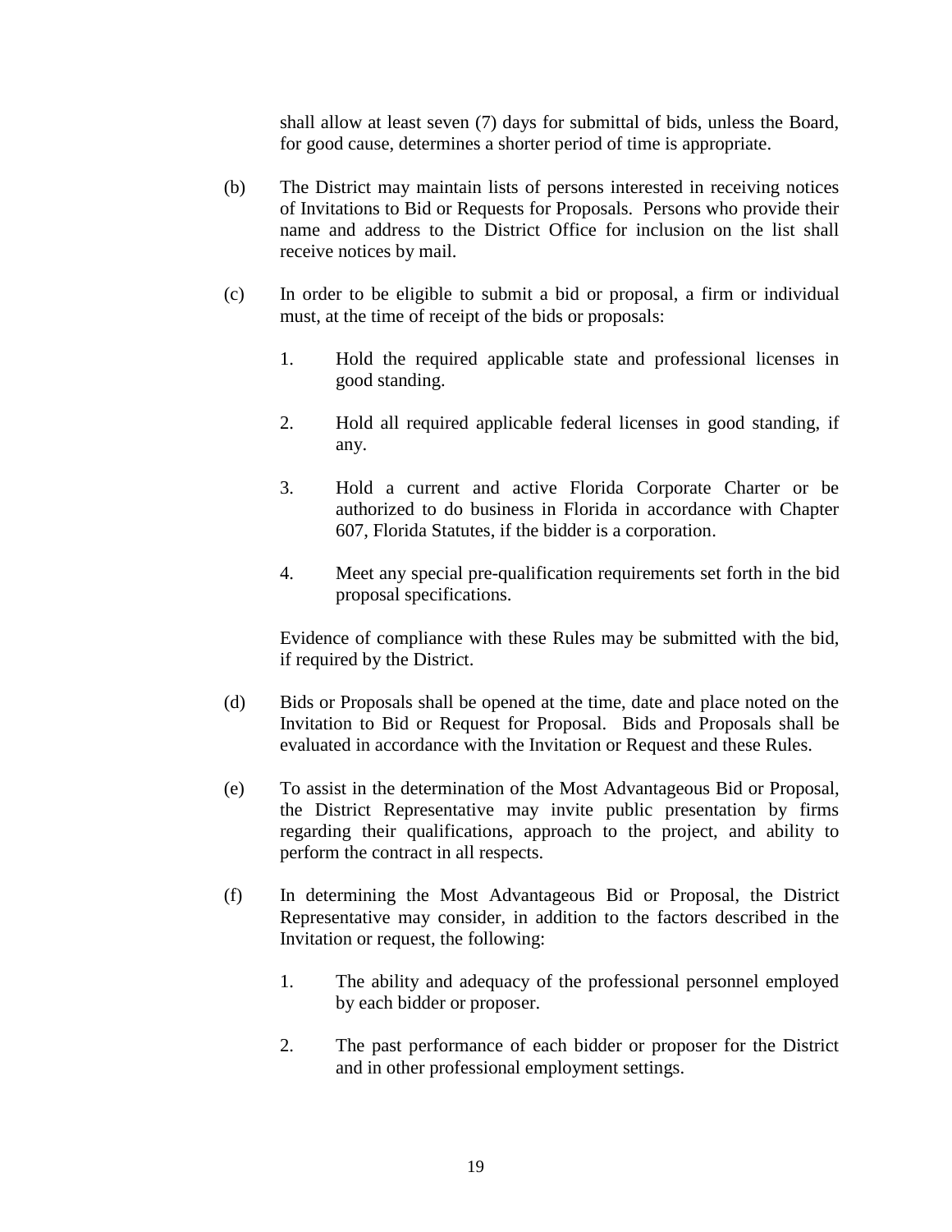shall allow at least seven (7) days for submittal of bids, unless the Board, for good cause, determines a shorter period of time is appropriate.

(b) The District may maintain lists of persons interested in receiving notices of Invitations to Bid or Requests for Proposals. Persons who provide their name and address to the District Office for inclusion on the list shall receive notices by mail.

(c) In order to be eligible to submit a bid or proposal, a firm or individual must, at the time of receipt of the bids or proposals:

1. Hold the required applicable state and professional licenses in good standing.

2. Hold all required applicable federal licenses in good standing, if any.

3. Hold a current and active Florida Corporate Charter or be authorized to do business in Florida in accordance with Chapter 607, Florida Statutes, if the bidder is a corporation.

4. Meet any special pre-qualification requirements set forth in the bid proposal specifications.

Evidence of compliance with these Rules may be submitted with the bid, if required by the District.

(d) Bids or Proposals shall be opened at the time, date and place noted on the Invitation to Bid or Request for Proposal. Bids and Proposals shall be evaluated in accordance with the Invitation or Request and these Rules.

(e) To assist in the determination of the Most Advantageous Bid or Proposal, the District Representative may invite public presentation by firms regarding their qualifications, approach to the project, and ability to perform the contract in all respects.

(f) In determining the Most Advantageous Bid or Proposal, the District Representative may consider, in addition to the factors described in the Invitation or request, the following:

1. The ability and adequacy of the professional personnel employed by each bidder or proposer.

2. The past performance of each bidder or proposer for the District and in other professional employment settings.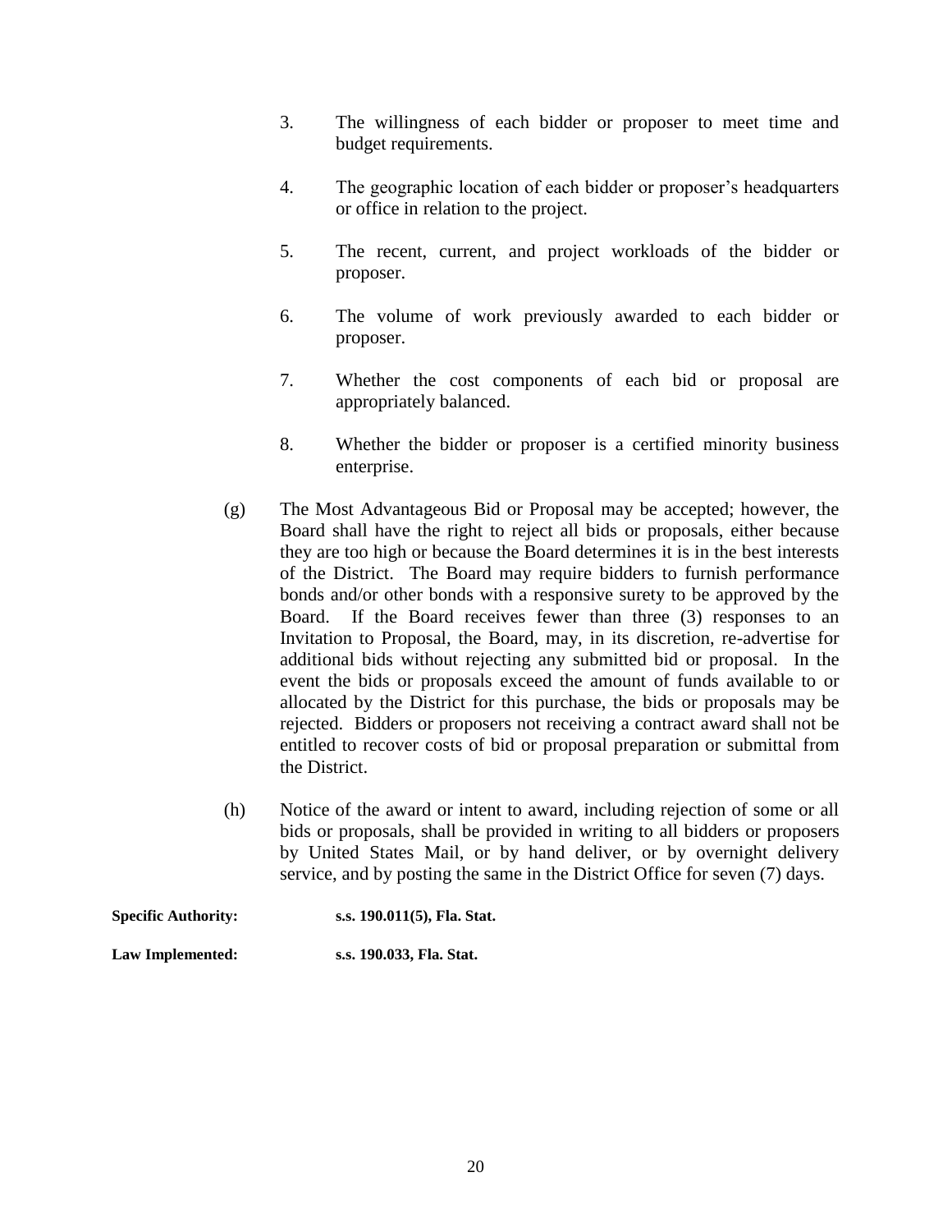3. The willingness of each bidder or proposer to meet time and budget requirements.

4. The geographic location of each bidder or proposer's headquarters or office in relation to the project.

5. The recent, current, and project workloads of the bidder or proposer.

6. The volume of work previously awarded to each bidder or proposer.

7. Whether the cost components of each bid or proposal are appropriately balanced.

8. Whether the bidder or proposer is a certified minority business enterprise.

(g) The Most Advantageous Bid or Proposal may be accepted; however, the Board shall have the right to reject all bids or proposals, either because they are too high or because the Board determines it is in the best interests of the District. The Board may require bidders to furnish performance bonds and/or other bonds with a responsive surety to be approved by the Board. If the Board receives fewer than three (3) responses to an Invitation to Proposal, the Board, may, in its discretion, re-advertise for additional bids without rejecting any submitted bid or proposal. In the event the bids or proposals exceed the amount of funds available to or allocated by the District for this purchase, the bids or proposals may be rejected. Bidders or proposers not receiving a contract award shall not be entitled to recover costs of bid or proposal preparation or submittal from the District.

(h) Notice of the award or intent to award, including rejection of some or all bids or proposals, shall be provided in writing to all bidders or proposers by United States Mail, or by hand deliver, or by overnight delivery service, and by posting the same in the District Office for seven (7) days.

**Specific Authority:** **s.s. 190.011(5), Fla. Stat.**

**Law Implemented:** **s.s. 190.033, Fla. Stat.**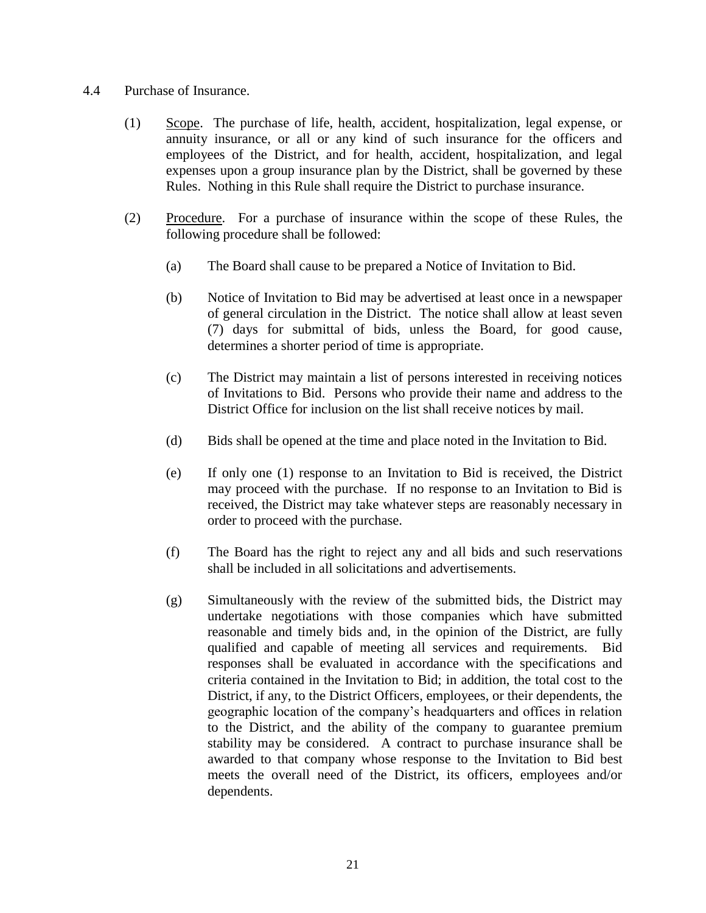4.4 Purchase of Insurance.

(1) Scope. The purchase of life, health, accident, hospitalization, legal expense, or annuity insurance, or all or any kind of such insurance for the officers and employees of the District, and for health, accident, hospitalization, and legal expenses upon a group insurance plan by the District, shall be governed by these Rules. Nothing in this Rule shall require the District to purchase insurance.

(2) Procedure. For a purchase of insurance within the scope of these Rules, the following procedure shall be followed:

(a) The Board shall cause to be prepared a Notice of Invitation to Bid.

(b) Notice of Invitation to Bid may be advertised at least once in a newspaper of general circulation in the District. The notice shall allow at least seven (7) days for submittal of bids, unless the Board, for good cause, determines a shorter period of time is appropriate.

(c) The District may maintain a list of persons interested in receiving notices of Invitations to Bid. Persons who provide their name and address to the District Office for inclusion on the list shall receive notices by mail.

(d) Bids shall be opened at the time and place noted in the Invitation to Bid.

(e) If only one (1) response to an Invitation to Bid is received, the District may proceed with the purchase. If no response to an Invitation to Bid is received, the District may take whatever steps are reasonably necessary in order to proceed with the purchase.

(f) The Board has the right to reject any and all bids and such reservations shall be included in all solicitations and advertisements.

(g) Simultaneously with the review of the submitted bids, the District may undertake negotiations with those companies which have submitted reasonable and timely bids and, in the opinion of the District, are fully qualified and capable of meeting all services and requirements. Bid responses shall be evaluated in accordance with the specifications and criteria contained in the Invitation to Bid; in addition, the total cost to the District, if any, to the District Officers, employees, or their dependents, the geographic location of the company's headquarters and offices in relation to the District, and the ability of the company to guarantee premium stability may be considered. A contract to purchase insurance shall be awarded to that company whose response to the Invitation to Bid best meets the overall need of the District, its officers, employees and/or dependents.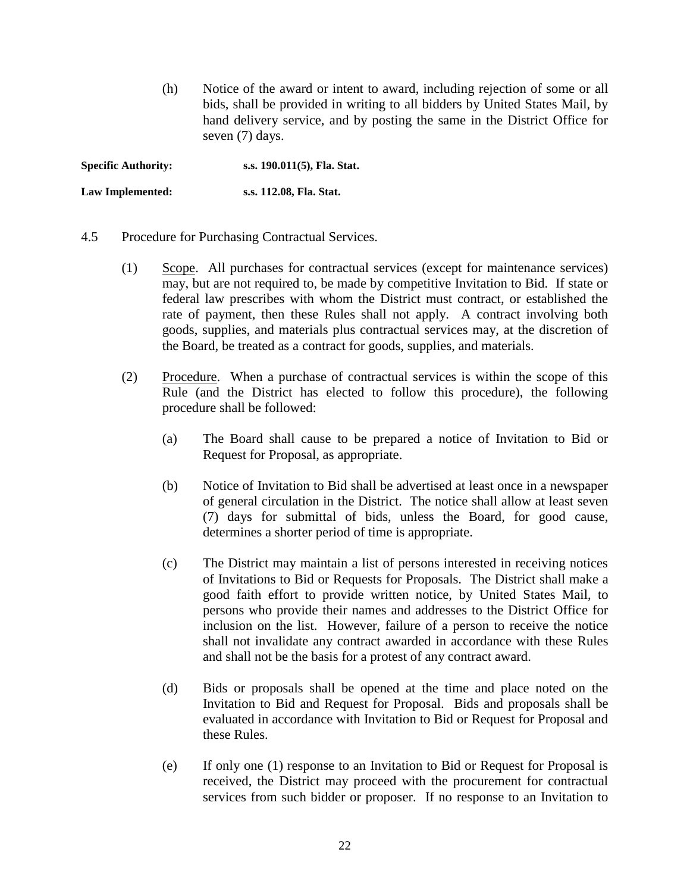(h) Notice of the award or intent to award, including rejection of some or all bids, shall be provided in writing to all bidders by United States Mail, by hand delivery service, and by posting the same in the District Office for seven (7) days.

**Specific Authority:** **s.s. 190.011(5), Fla. Stat.**

**Law Implemented:** **s.s. 112.08, Fla. Stat.**

4.5 Procedure for Purchasing Contractual Services.

(1) Scope. All purchases for contractual services (except for maintenance services) may, but are not required to, be made by competitive Invitation to Bid. If state or federal law prescribes with whom the District must contract, or established the rate of payment, then these Rules shall not apply. A contract involving both goods, supplies, and materials plus contractual services may, at the discretion of the Board, be treated as a contract for goods, supplies, and materials.

(2) Procedure. When a purchase of contractual services is within the scope of this Rule (and the District has elected to follow this procedure), the following procedure shall be followed:

(a) The Board shall cause to be prepared a notice of Invitation to Bid or Request for Proposal, as appropriate.

(b) Notice of Invitation to Bid shall be advertised at least once in a newspaper of general circulation in the District. The notice shall allow at least seven (7) days for submittal of bids, unless the Board, for good cause, determines a shorter period of time is appropriate.

(c) The District may maintain a list of persons interested in receiving notices of Invitations to Bid or Requests for Proposals. The District shall make a good faith effort to provide written notice, by United States Mail, to persons who provide their names and addresses to the District Office for inclusion on the list. However, failure of a person to receive the notice shall not invalidate any contract awarded in accordance with these Rules and shall not be the basis for a protest of any contract award.

(d) Bids or proposals shall be opened at the time and place noted on the Invitation to Bid and Request for Proposal. Bids and proposals shall be evaluated in accordance with Invitation to Bid or Request for Proposal and these Rules.

(e) If only one (1) response to an Invitation to Bid or Request for Proposal is received, the District may proceed with the procurement for contractual services from such bidder or proposer. If no response to an Invitation to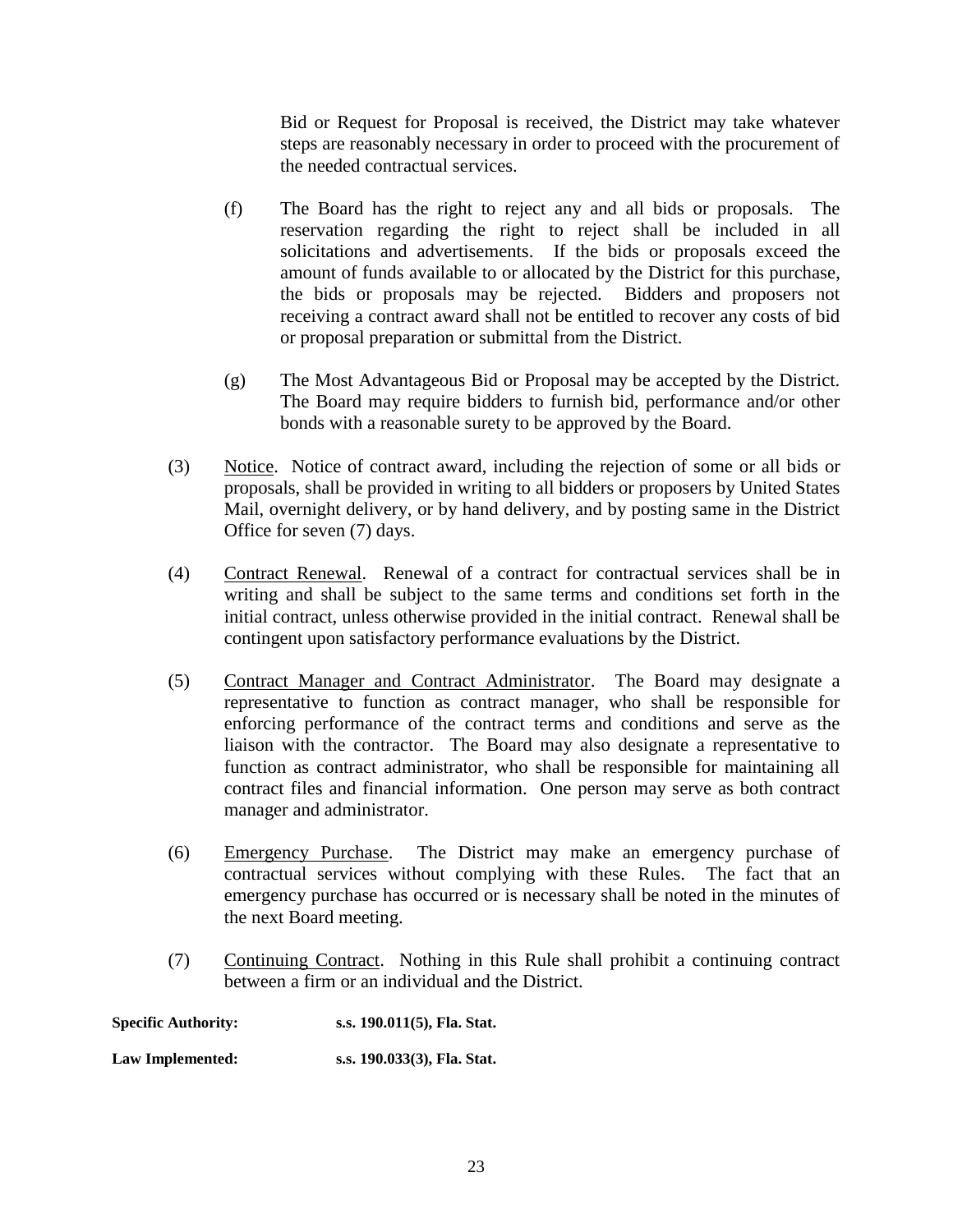Bid or Request for Proposal is received, the District may take whatever steps are reasonably necessary in order to proceed with the procurement of the needed contractual services.

(f) The Board has the right to reject any and all bids or proposals. The reservation regarding the right to reject shall be included in all solicitations and advertisements. If the bids or proposals exceed the amount of funds available to or allocated by the District for this purchase, the bids or proposals may be rejected. Bidders and proposers not receiving a contract award shall not be entitled to recover any costs of bid or proposal preparation or submittal from the District.

(g) The Most Advantageous Bid or Proposal may be accepted by the District. The Board may require bidders to furnish bid, performance and/or other bonds with a reasonable surety to be approved by the Board.

(3) Notice. Notice of contract award, including the rejection of some or all bids or proposals, shall be provided in writing to all bidders or proposers by United States Mail, overnight delivery, or by hand delivery, and by posting same in the District Office for seven (7) days.

(4) Contract Renewal. Renewal of a contract for contractual services shall be in writing and shall be subject to the same terms and conditions set forth in the initial contract, unless otherwise provided in the initial contract. Renewal shall be contingent upon satisfactory performance evaluations by the District.

(5) Contract Manager and Contract Administrator. The Board may designate a representative to function as contract manager, who shall be responsible for enforcing performance of the contract terms and conditions and serve as the liaison with the contractor. The Board may also designate a representative to function as contract administrator, who shall be responsible for maintaining all contract files and financial information. One person may serve as both contract manager and administrator.

(6) Emergency Purchase. The District may make an emergency purchase of contractual services without complying with these Rules. The fact that an emergency purchase has occurred or is necessary shall be noted in the minutes of the next Board meeting.

(7) Continuing Contract. Nothing in this Rule shall prohibit a continuing contract between a firm or an individual and the District.

**Specific Authority:** **s.s. 190.011(5), Fla. Stat.**

**Law Implemented:** **s.s. 190.033(3), Fla. Stat.**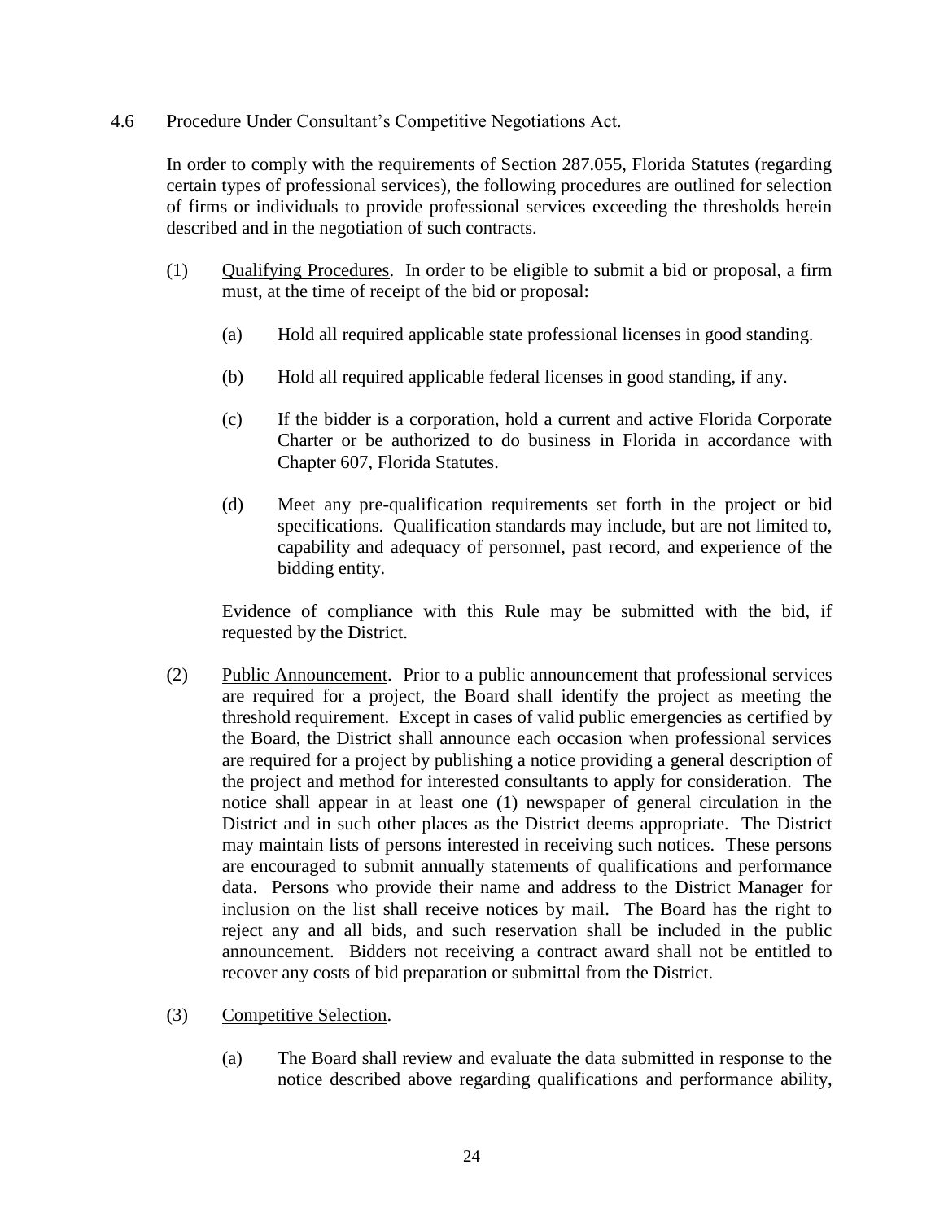4.6 Procedure Under Consultant's Competitive Negotiations Act.

In order to comply with the requirements of Section 287.055, Florida Statutes (regarding certain types of professional services), the following procedures are outlined for selection of firms or individuals to provide professional services exceeding the thresholds herein described and in the negotiation of such contracts.

(1) Qualifying Procedures. In order to be eligible to submit a bid or proposal, a firm must, at the time of receipt of the bid or proposal:

(a) Hold all required applicable state professional licenses in good standing.

(b) Hold all required applicable federal licenses in good standing, if any.

(c) If the bidder is a corporation, hold a current and active Florida Corporate Charter or be authorized to do business in Florida in accordance with Chapter 607, Florida Statutes.

(d) Meet any pre-qualification requirements set forth in the project or bid specifications. Qualification standards may include, but are not limited to, capability and adequacy of personnel, past record, and experience of the bidding entity.

Evidence of compliance with this Rule may be submitted with the bid, if requested by the District.

(2) Public Announcement. Prior to a public announcement that professional services are required for a project, the Board shall identify the project as meeting the threshold requirement. Except in cases of valid public emergencies as certified by the Board, the District shall announce each occasion when professional services are required for a project by publishing a notice providing a general description of the project and method for interested consultants to apply for consideration. The notice shall appear in at least one (1) newspaper of general circulation in the District and in such other places as the District deems appropriate. The District may maintain lists of persons interested in receiving such notices. These persons are encouraged to submit annually statements of qualifications and performance data. Persons who provide their name and address to the District Manager for inclusion on the list shall receive notices by mail. The Board has the right to reject any and all bids, and such reservation shall be included in the public announcement. Bidders not receiving a contract award shall not be entitled to recover any costs of bid preparation or submittal from the District.

(3) Competitive Selection.

(a) The Board shall review and evaluate the data submitted in response to the notice described above regarding qualifications and performance ability,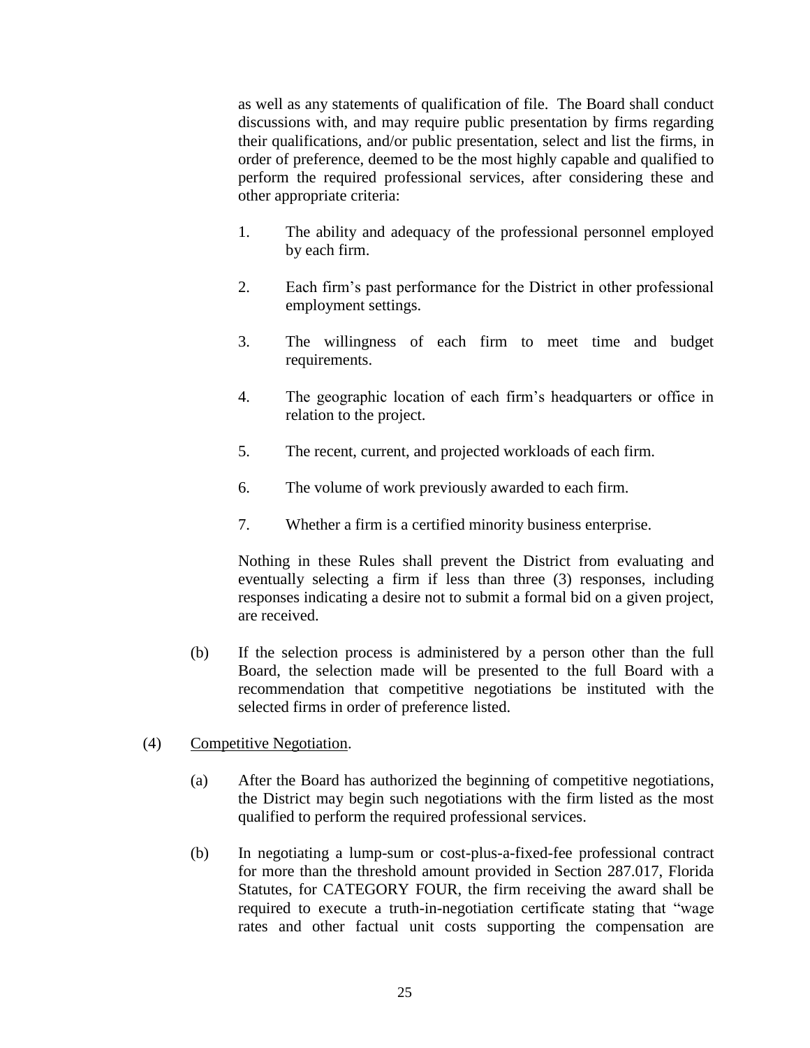as well as any statements of qualification of file. The Board shall conduct discussions with, and may require public presentation by firms regarding their qualifications, and/or public presentation, select and list the firms, in order of preference, deemed to be the most highly capable and qualified to perform the required professional services, after considering these and other appropriate criteria:

1. The ability and adequacy of the professional personnel employed by each firm.

2. Each firm's past performance for the District in other professional employment settings.

3. The willingness of each firm to meet time and budget requirements.

4. The geographic location of each firm's headquarters or office in relation to the project.

5. The recent, current, and projected workloads of each firm.

6. The volume of work previously awarded to each firm.

7. Whether a firm is a certified minority business enterprise.

Nothing in these Rules shall prevent the District from evaluating and eventually selecting a firm if less than three (3) responses, including responses indicating a desire not to submit a formal bid on a given project, are received.

(b) If the selection process is administered by a person other than the full Board, the selection made will be presented to the full Board with a recommendation that competitive negotiations be instituted with the selected firms in order of preference listed.

(4) Competitive Negotiation.

(a) After the Board has authorized the beginning of competitive negotiations, the District may begin such negotiations with the firm listed as the most qualified to perform the required professional services.

(b) In negotiating a lump-sum or cost-plus-a-fixed-fee professional contract for more than the threshold amount provided in Section 287.017, Florida Statutes, for CATEGORY FOUR, the firm receiving the award shall be required to execute a truth-in-negotiation certificate stating that "wage rates and other factual unit costs supporting the compensation are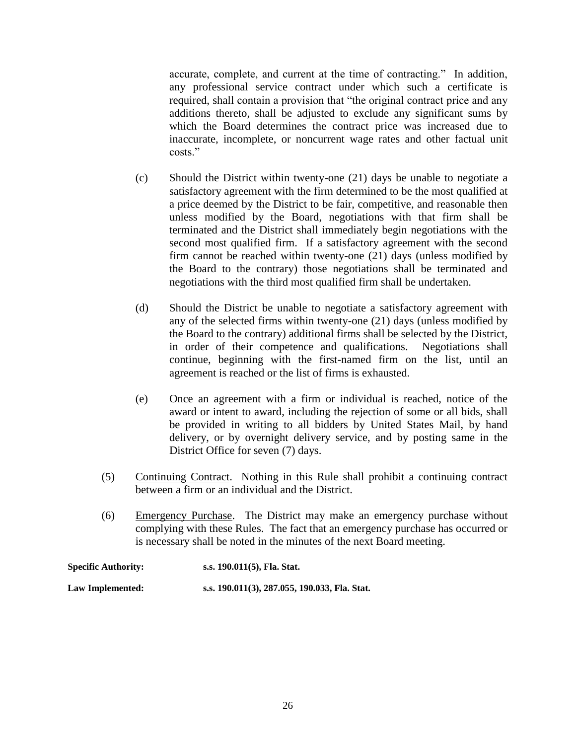accurate, complete, and current at the time of contracting." In addition, any professional service contract under which such a certificate is required, shall contain a provision that "the original contract price and any additions thereto, shall be adjusted to exclude any significant sums by which the Board determines the contract price was increased due to inaccurate, incomplete, or noncurrent wage rates and other factual unit costs."

(c) Should the District within twenty-one (21) days be unable to negotiate a satisfactory agreement with the firm determined to be the most qualified at a price deemed by the District to be fair, competitive, and reasonable then unless modified by the Board, negotiations with that firm shall be terminated and the District shall immediately begin negotiations with the second most qualified firm. If a satisfactory agreement with the second firm cannot be reached within twenty-one (21) days (unless modified by the Board to the contrary) those negotiations shall be terminated and negotiations with the third most qualified firm shall be undertaken.

(d) Should the District be unable to negotiate a satisfactory agreement with any of the selected firms within twenty-one (21) days (unless modified by the Board to the contrary) additional firms shall be selected by the District, in order of their competence and qualifications. Negotiations shall continue, beginning with the first-named firm on the list, until an agreement is reached or the list of firms is exhausted.

(e) Once an agreement with a firm or individual is reached, notice of the award or intent to award, including the rejection of some or all bids, shall be provided in writing to all bidders by United States Mail, by hand delivery, or by overnight delivery service, and by posting same in the District Office for seven (7) days.

(5) Continuing Contract. Nothing in this Rule shall prohibit a continuing contract between a firm or an individual and the District.

(6) Emergency Purchase. The District may make an emergency purchase without complying with these Rules. The fact that an emergency purchase has occurred or is necessary shall be noted in the minutes of the next Board meeting.

**Specific Authority:** **s.s. 190.011(5), Fla. Stat.**

**Law Implemented:** **s.s. 190.011(3), 287.055, 190.033, Fla. Stat.**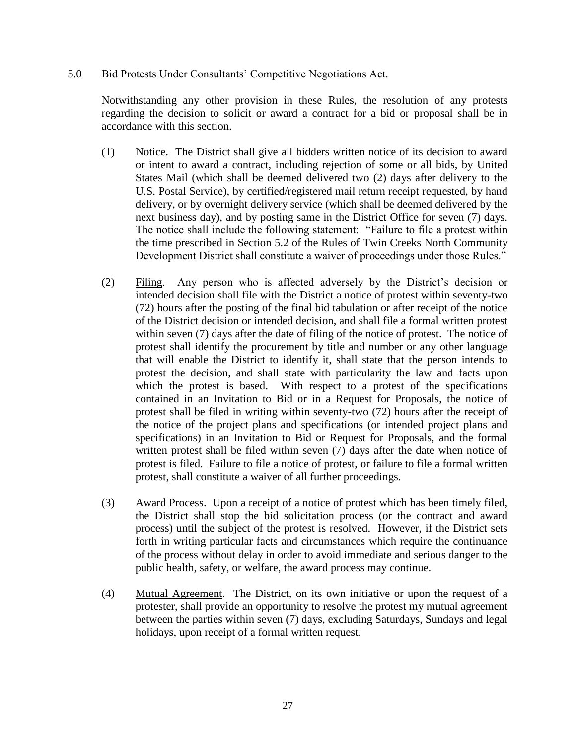5.0 Bid Protests Under Consultants' Competitive Negotiations Act.

Notwithstanding any other provision in these Rules, the resolution of any protests regarding the decision to solicit or award a contract for a bid or proposal shall be in accordance with this section.

(1) Notice. The District shall give all bidders written notice of its decision to award or intent to award a contract, including rejection of some or all bids, by United States Mail (which shall be deemed delivered two (2) days after delivery to the U.S. Postal Service), by certified/registered mail return receipt requested, by hand delivery, or by overnight delivery service (which shall be deemed delivered by the next business day), and by posting same in the District Office for seven (7) days. The notice shall include the following statement: "Failure to file a protest within the time prescribed in Section 5.2 of the Rules of Twin Creeks North Community Development District shall constitute a waiver of proceedings under those Rules."

(2) Filing. Any person who is affected adversely by the District's decision or intended decision shall file with the District a notice of protest within seventy-two (72) hours after the posting of the final bid tabulation or after receipt of the notice of the District decision or intended decision, and shall file a formal written protest within seven (7) days after the date of filing of the notice of protest. The notice of protest shall identify the procurement by title and number or any other language that will enable the District to identify it, shall state that the person intends to protest the decision, and shall state with particularity the law and facts upon which the protest is based. With respect to a protest of the specifications contained in an Invitation to Bid or in a Request for Proposals, the notice of protest shall be filed in writing within seventy-two (72) hours after the receipt of the notice of the project plans and specifications (or intended project plans and specifications) in an Invitation to Bid or Request for Proposals, and the formal written protest shall be filed within seven (7) days after the date when notice of protest is filed. Failure to file a notice of protest, or failure to file a formal written protest, shall constitute a waiver of all further proceedings.

(3) Award Process. Upon a receipt of a notice of protest which has been timely filed, the District shall stop the bid solicitation process (or the contract and award process) until the subject of the protest is resolved. However, if the District sets forth in writing particular facts and circumstances which require the continuance of the process without delay in order to avoid immediate and serious danger to the public health, safety, or welfare, the award process may continue.

(4) Mutual Agreement. The District, on its own initiative or upon the request of a protester, shall provide an opportunity to resolve the protest my mutual agreement between the parties within seven (7) days, excluding Saturdays, Sundays and legal holidays, upon receipt of a formal written request.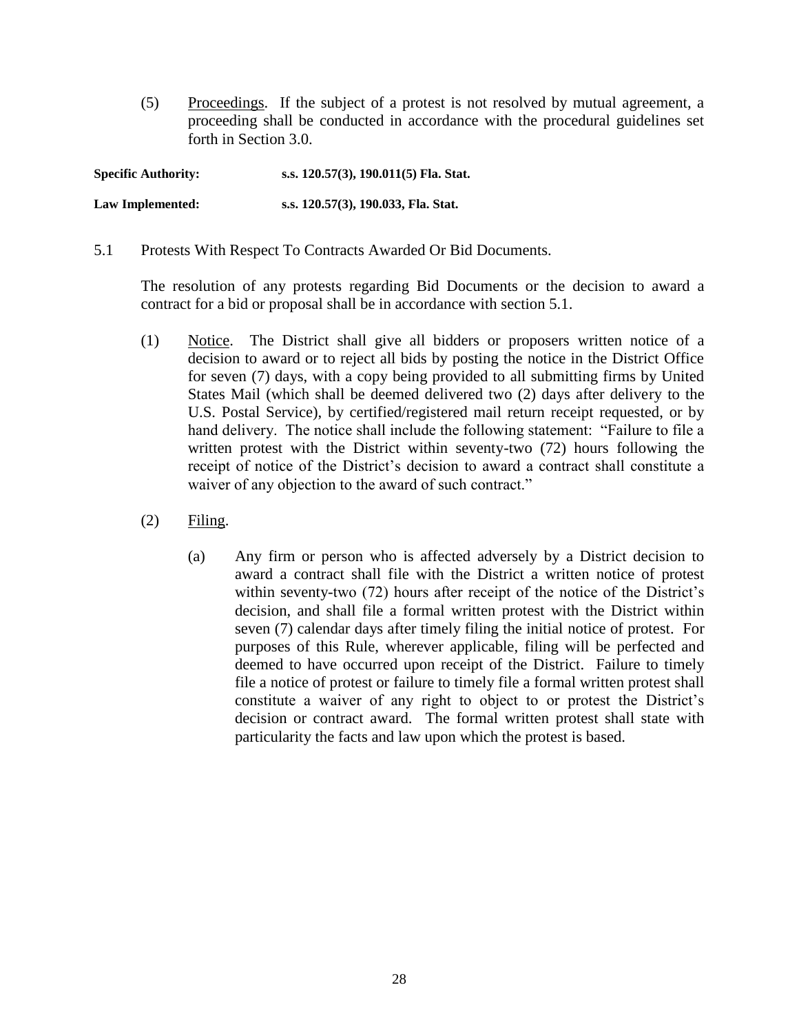(5) Proceedings. If the subject of a protest is not resolved by mutual agreement, a proceeding shall be conducted in accordance with the procedural guidelines set forth in Section 3.0.

**Specific Authority:** **s.s. 120.57(3), 190.011(5) Fla. Stat.**

**Law Implemented:** **s.s. 120.57(3), 190.033, Fla. Stat.**

5.1 Protests With Respect To Contracts Awarded Or Bid Documents.

The resolution of any protests regarding Bid Documents or the decision to award a contract for a bid or proposal shall be in accordance with section 5.1.

(1) Notice. The District shall give all bidders or proposers written notice of a decision to award or to reject all bids by posting the notice in the District Office for seven (7) days, with a copy being provided to all submitting firms by United States Mail (which shall be deemed delivered two (2) days after delivery to the U.S. Postal Service), by certified/registered mail return receipt requested, or by hand delivery. The notice shall include the following statement: "Failure to file a written protest with the District within seventy-two (72) hours following the receipt of notice of the District's decision to award a contract shall constitute a waiver of any objection to the award of such contract."

(2) Filing.

(a) Any firm or person who is affected adversely by a District decision to award a contract shall file with the District a written notice of protest within seventy-two (72) hours after receipt of the notice of the District's decision, and shall file a formal written protest with the District within seven (7) calendar days after timely filing the initial notice of protest. For purposes of this Rule, wherever applicable, filing will be perfected and deemed to have occurred upon receipt of the District. Failure to timely file a notice of protest or failure to timely file a formal written protest shall constitute a waiver of any right to object to or protest the District's decision or contract award. The formal written protest shall state with particularity the facts and law upon which the protest is based.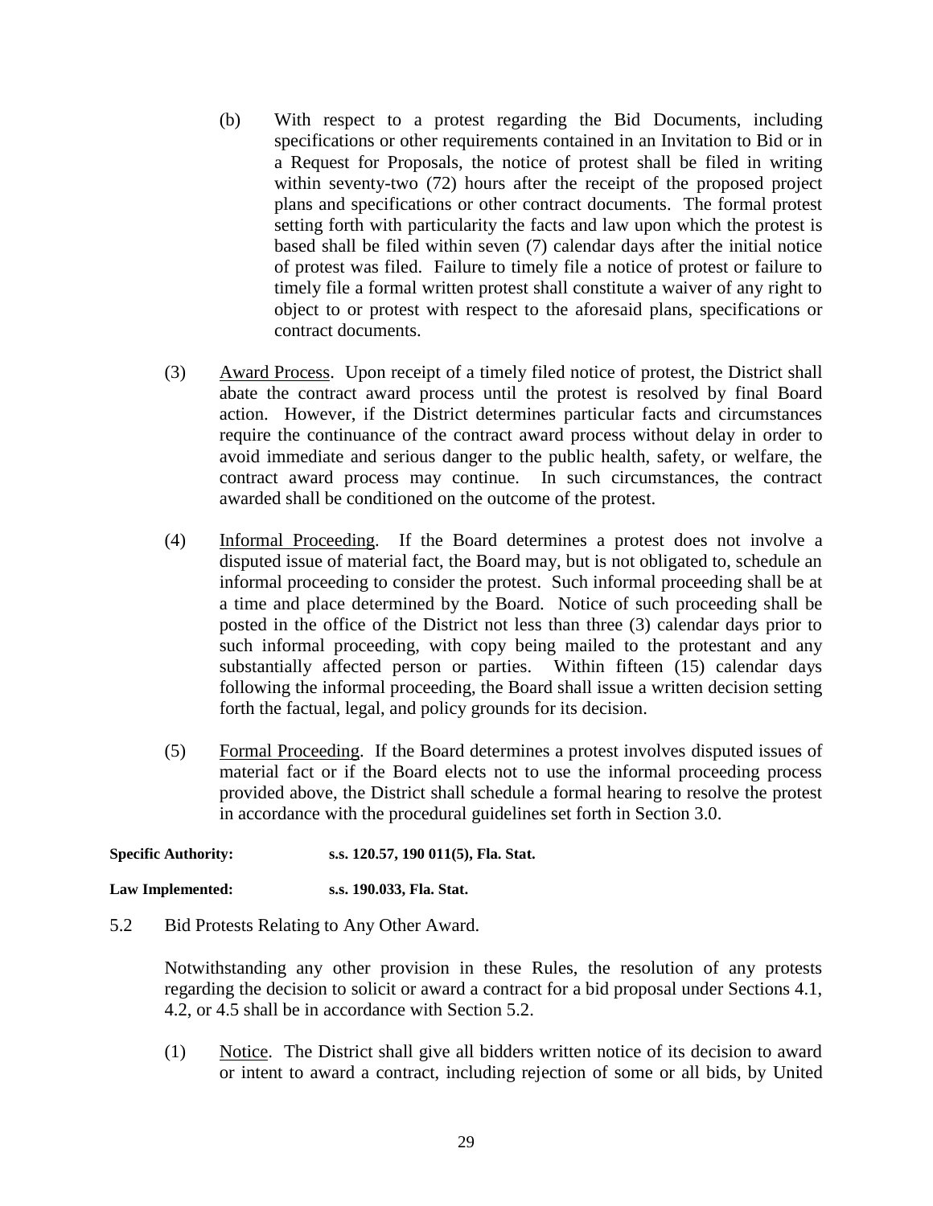(b) With respect to a protest regarding the Bid Documents, including specifications or other requirements contained in an Invitation to Bid or in a Request for Proposals, the notice of protest shall be filed in writing within seventy-two (72) hours after the receipt of the proposed project plans and specifications or other contract documents. The formal protest setting forth with particularity the facts and law upon which the protest is based shall be filed within seven (7) calendar days after the initial notice of protest was filed. Failure to timely file a notice of protest or failure to timely file a formal written protest shall constitute a waiver of any right to object to or protest with respect to the aforesaid plans, specifications or contract documents.

(3) Award Process. Upon receipt of a timely filed notice of protest, the District shall abate the contract award process until the protest is resolved by final Board action. However, if the District determines particular facts and circumstances require the continuance of the contract award process without delay in order to avoid immediate and serious danger to the public health, safety, or welfare, the contract award process may continue. In such circumstances, the contract awarded shall be conditioned on the outcome of the protest.

(4) Informal Proceeding. If the Board determines a protest does not involve a disputed issue of material fact, the Board may, but is not obligated to, schedule an informal proceeding to consider the protest. Such informal proceeding shall be at a time and place determined by the Board. Notice of such proceeding shall be posted in the office of the District not less than three (3) calendar days prior to such informal proceeding, with copy being mailed to the protestant and any substantially affected person or parties. Within fifteen (15) calendar days following the informal proceeding, the Board shall issue a written decision setting forth the factual, legal, and policy grounds for its decision.

(5) Formal Proceeding. If the Board determines a protest involves disputed issues of material fact or if the Board elects not to use the informal proceeding process provided above, the District shall schedule a formal hearing to resolve the protest in accordance with the procedural guidelines set forth in Section 3.0.

**Specific Authority:** **s.s. 120.57, 190 011(5), Fla. Stat.**

**Law Implemented:** **s.s. 190.033, Fla. Stat.**

5.2 Bid Protests Relating to Any Other Award.

Notwithstanding any other provision in these Rules, the resolution of any protests regarding the decision to solicit or award a contract for a bid proposal under Sections 4.1, 4.2, or 4.5 shall be in accordance with Section 5.2.

(1) Notice. The District shall give all bidders written notice of its decision to award or intent to award a contract, including rejection of some or all bids, by United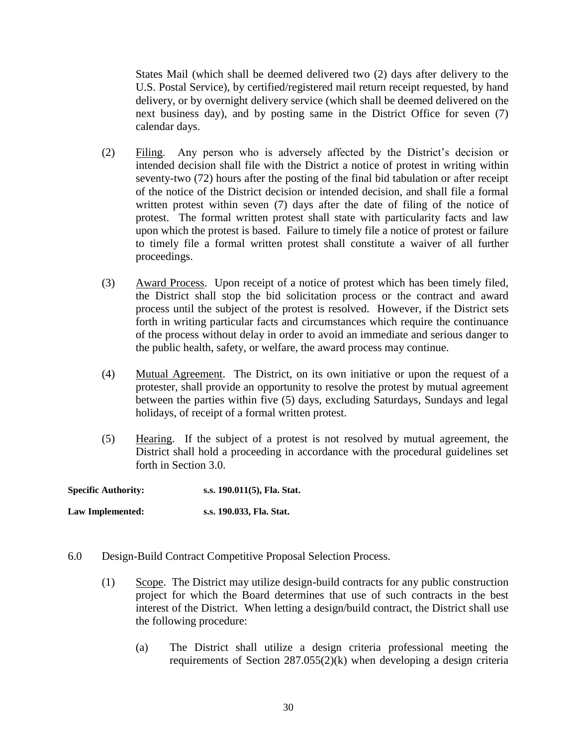States Mail (which shall be deemed delivered two (2) days after delivery to the U.S. Postal Service), by certified/registered mail return receipt requested, by hand delivery, or by overnight delivery service (which shall be deemed delivered on the next business day), and by posting same in the District Office for seven (7) calendar days.

(2) Filing. Any person who is adversely affected by the District's decision or intended decision shall file with the District a notice of protest in writing within seventy-two (72) hours after the posting of the final bid tabulation or after receipt of the notice of the District decision or intended decision, and shall file a formal written protest within seven (7) days after the date of filing of the notice of protest. The formal written protest shall state with particularity facts and law upon which the protest is based. Failure to timely file a notice of protest or failure to timely file a formal written protest shall constitute a waiver of all further proceedings.

(3) Award Process. Upon receipt of a notice of protest which has been timely filed, the District shall stop the bid solicitation process or the contract and award process until the subject of the protest is resolved. However, if the District sets forth in writing particular facts and circumstances which require the continuance of the process without delay in order to avoid an immediate and serious danger to the public health, safety, or welfare, the award process may continue.

(4) Mutual Agreement. The District, on its own initiative or upon the request of a protester, shall provide an opportunity to resolve the protest by mutual agreement between the parties within five (5) days, excluding Saturdays, Sundays and legal holidays, of receipt of a formal written protest.

(5) Hearing. If the subject of a protest is not resolved by mutual agreement, the District shall hold a proceeding in accordance with the procedural guidelines set forth in Section 3.0.

**Specific Authority:** **s.s. 190.011(5), Fla. Stat.**

**Law Implemented:** **s.s. 190.033, Fla. Stat.**

6.0 Design-Build Contract Competitive Proposal Selection Process.

(1) Scope. The District may utilize design-build contracts for any public construction project for which the Board determines that use of such contracts in the best interest of the District. When letting a design/build contract, the District shall use the following procedure:

(a) The District shall utilize a design criteria professional meeting the requirements of Section 287.055(2)(k) when developing a design criteria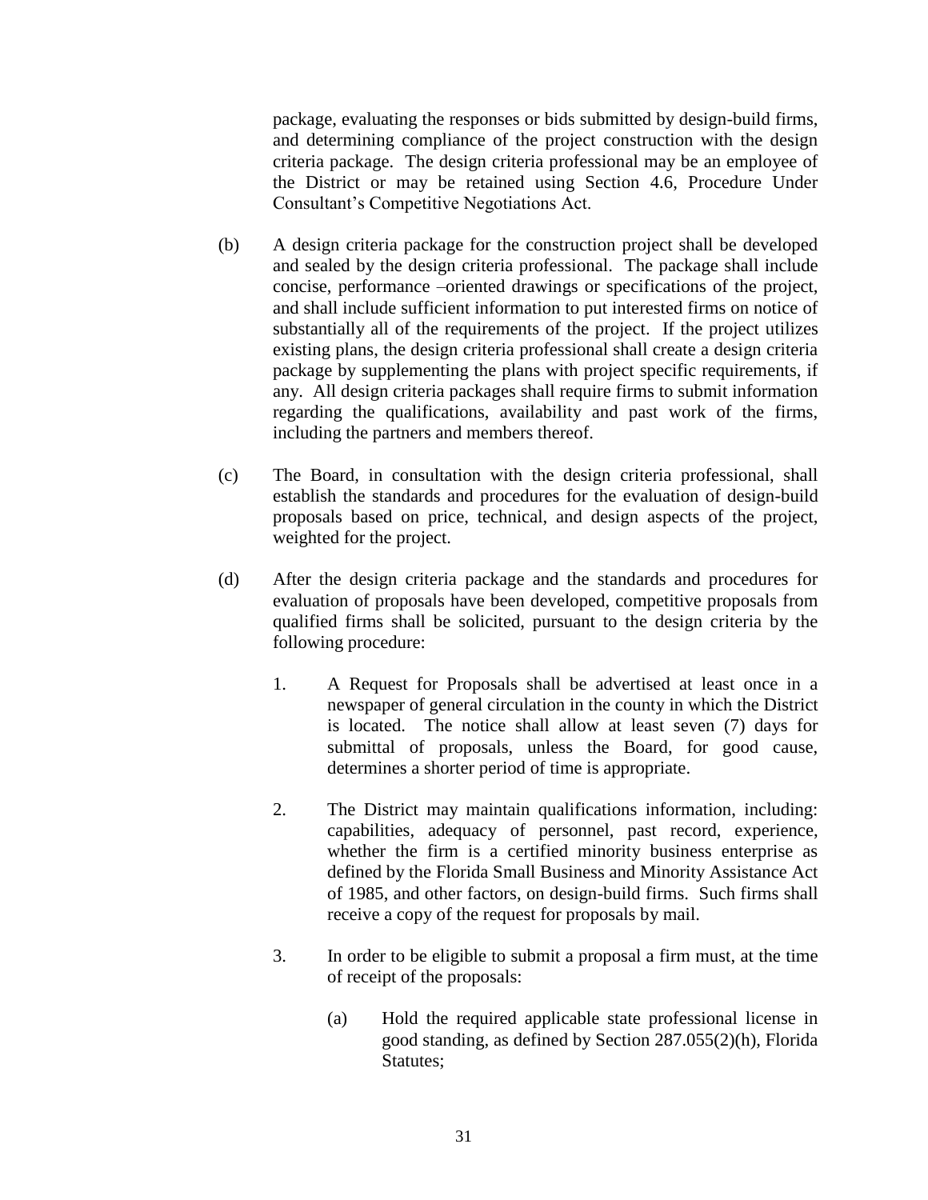package, evaluating the responses or bids submitted by design-build firms, and determining compliance of the project construction with the design criteria package. The design criteria professional may be an employee of the District or may be retained using Section 4.6, Procedure Under Consultant's Competitive Negotiations Act.

(b) A design criteria package for the construction project shall be developed and sealed by the design criteria professional. The package shall include concise, performance –oriented drawings or specifications of the project, and shall include sufficient information to put interested firms on notice of substantially all of the requirements of the project. If the project utilizes existing plans, the design criteria professional shall create a design criteria package by supplementing the plans with project specific requirements, if any. All design criteria packages shall require firms to submit information regarding the qualifications, availability and past work of the firms, including the partners and members thereof.

(c) The Board, in consultation with the design criteria professional, shall establish the standards and procedures for the evaluation of design-build proposals based on price, technical, and design aspects of the project, weighted for the project.

(d) After the design criteria package and the standards and procedures for evaluation of proposals have been developed, competitive proposals from qualified firms shall be solicited, pursuant to the design criteria by the following procedure:

1. A Request for Proposals shall be advertised at least once in a newspaper of general circulation in the county in which the District is located. The notice shall allow at least seven (7) days for submittal of proposals, unless the Board, for good cause, determines a shorter period of time is appropriate.

2. The District may maintain qualifications information, including: capabilities, adequacy of personnel, past record, experience, whether the firm is a certified minority business enterprise as defined by the Florida Small Business and Minority Assistance Act of 1985, and other factors, on design-build firms. Such firms shall receive a copy of the request for proposals by mail.

3. In order to be eligible to submit a proposal a firm must, at the time of receipt of the proposals:

    (a) Hold the required applicable state professional license in good standing, as defined by Section 287.055(2)(h), Florida Statutes;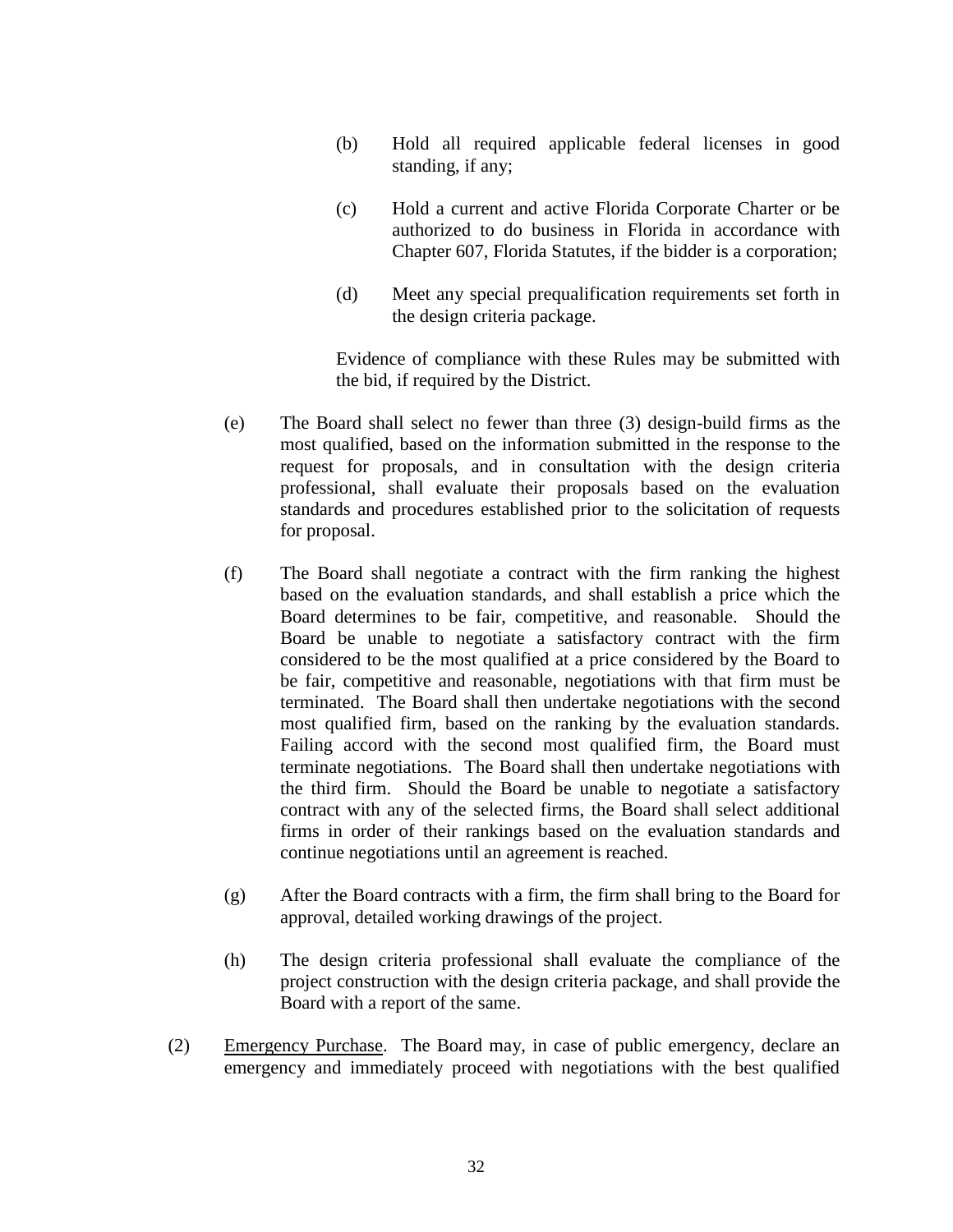(b) Hold all required applicable federal licenses in good standing, if any;

(c) Hold a current and active Florida Corporate Charter or be authorized to do business in Florida in accordance with Chapter 607, Florida Statutes, if the bidder is a corporation;

(d) Meet any special prequalification requirements set forth in the design criteria package.

Evidence of compliance with these Rules may be submitted with the bid, if required by the District.

(e) The Board shall select no fewer than three (3) design-build firms as the most qualified, based on the information submitted in the response to the request for proposals, and in consultation with the design criteria professional, shall evaluate their proposals based on the evaluation standards and procedures established prior to the solicitation of requests for proposal.

(f) The Board shall negotiate a contract with the firm ranking the highest based on the evaluation standards, and shall establish a price which the Board determines to be fair, competitive, and reasonable. Should the Board be unable to negotiate a satisfactory contract with the firm considered to be the most qualified at a price considered by the Board to be fair, competitive and reasonable, negotiations with that firm must be terminated. The Board shall then undertake negotiations with the second most qualified firm, based on the ranking by the evaluation standards. Failing accord with the second most qualified firm, the Board must terminate negotiations. The Board shall then undertake negotiations with the third firm. Should the Board be unable to negotiate a satisfactory contract with any of the selected firms, the Board shall select additional firms in order of their rankings based on the evaluation standards and continue negotiations until an agreement is reached.

(g) After the Board contracts with a firm, the firm shall bring to the Board for approval, detailed working drawings of the project.

(h) The design criteria professional shall evaluate the compliance of the project construction with the design criteria package, and shall provide the Board with a report of the same.

(2) <u>Emergency Purchase</u>. The Board may, in case of public emergency, declare an emergency and immediately proceed with negotiations with the best qualified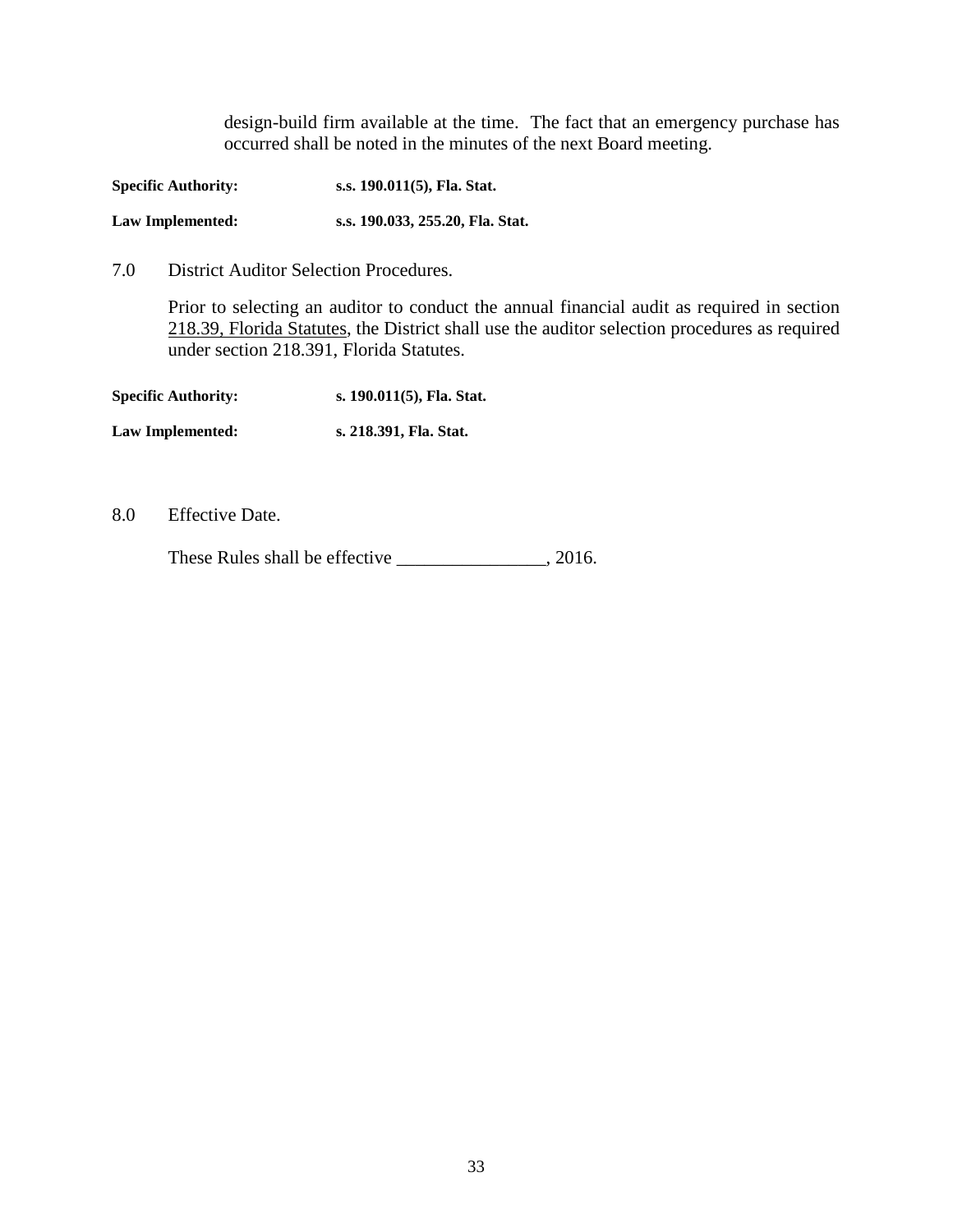design-build firm available at the time. The fact that an emergency purchase has occurred shall be noted in the minutes of the next Board meeting.

**Specific Authority:** **s.s. 190.011(5), Fla. Stat.**

**Law Implemented:** **s.s. 190.033, 255.20, Fla. Stat.**

7.0 District Auditor Selection Procedures.

Prior to selecting an auditor to conduct the annual financial audit as required in section 218.39, Florida Statutes, the District shall use the auditor selection procedures as required under section 218.391, Florida Statutes.

**Specific Authority:** **s. 190.011(5), Fla. Stat.**

**Law Implemented:** **s. 218.391, Fla. Stat.**

8.0 Effective Date.

These Rules shall be effective ________________, 2016.